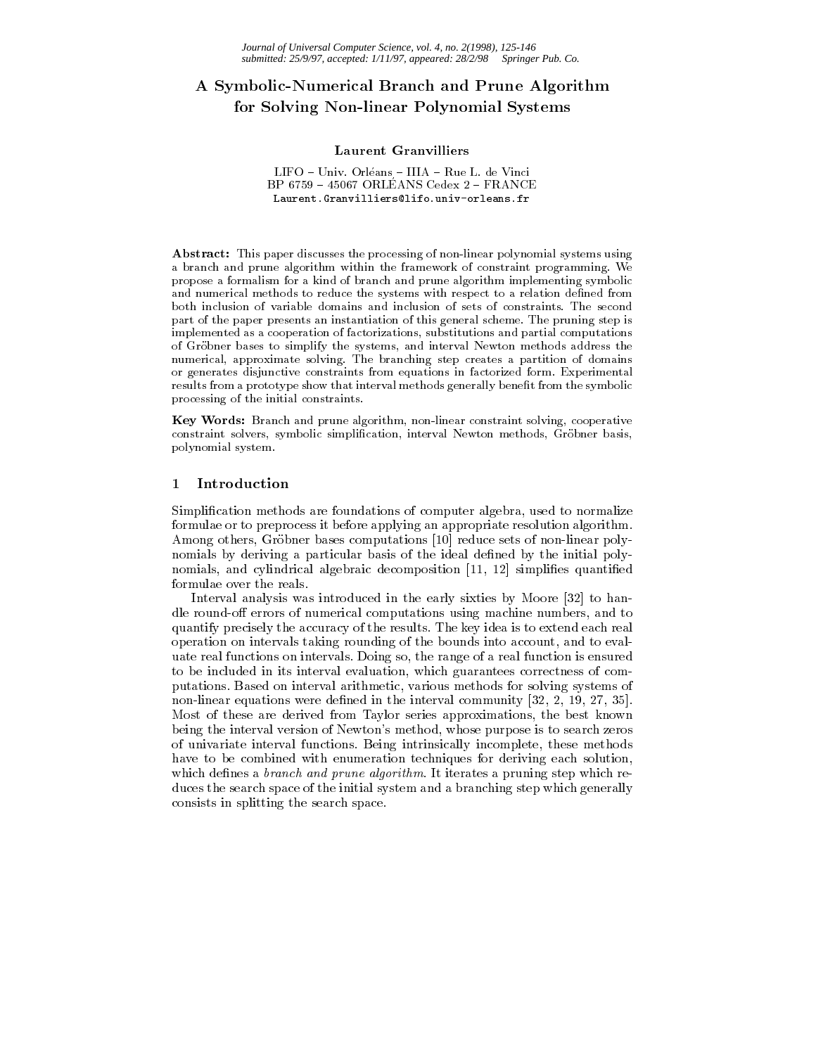# A Symbolic-Numerical Branch and Prune Algorithm for Solving Non-linear Polynomial Systems

**Laurent Granvilliers**

LIFO – Univ. Orléans – IIIA – Rue L. de Vinci
BP 6759 – 45067 ORLÉANS Cedex 2 – FRANCE
Laurent.Granvilliers@lifo.univ-orleans.fr

**Abstract:** This paper discusses the processing of non-linear polynomial systems using a branch and prune algorithm within the framework of constraint programming. We propose a formalism for a kind of branch and prune algorithm implementing symbolic and numerical methods to reduce the systems with respect to a relation defined from both inclusion of variable domains and inclusion of sets of constraints. The second part of the paper presents an instantiation of this general scheme. The pruning step is implemented as a cooperation of factorizations, substitutions and partial computations of Gröbner bases to simplify the systems, and interval Newton methods address the numerical, approximate solving. The branching step creates a partition of domains or generates disjunctive constraints from equations in factorized form. Experimental results from a prototype show that interval methods generally benefit from the symbolic processing of the initial constraints.

**Key Words:** Branch and prune algorithm, non-linear constraint solving, cooperative constraint solvers, symbolic simplification, interval Newton methods, Gröbner basis, polynomial system.

## 1 Introduction

Simplification methods are foundations of computer algebra, used to normalize formulae or to preprocess it before applying an appropriate resolution algorithm. Among others, Gröbner bases computations [10] reduce sets of non-linear polynomials by deriving a particular basis of the ideal defined by the initial polynomials, and cylindrical algebraic decomposition [11, 12] simplifies quantified formulae over the reals.

Interval analysis was introduced in the early sixties by Moore [32] to handle round-off errors of numerical computations using machine numbers, and to quantify precisely the accuracy of the results. The key idea is to extend each real operation on intervals taking rounding of the bounds into account, and to evaluate real functions on intervals. Doing so, the range of a real function is ensured to be included in its interval evaluation, which guarantees correctness of computations. Based on interval arithmetic, various methods for solving systems of non-linear equations were defined in the interval community [32, 2, 19, 27, 35]. Most of these are derived from Taylor series approximations, the best known being the interval version of Newton's method, whose purpose is to search zeros of univariate interval functions. Being intrinsically incomplete, these methods have to be combined with enumeration techniques for deriving each solution, which defines a *branch and prune algorithm*. It iterates a pruning step which reduces the search space of the initial system and a branching step which generally consists in splitting the search space.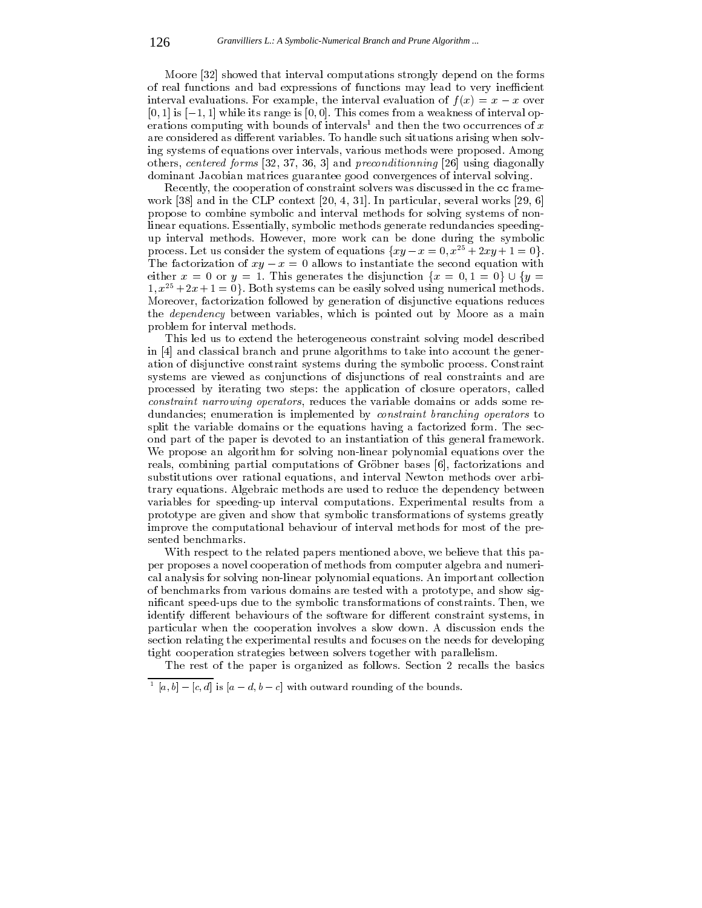Moore [32] showed that interval computations strongly depend on the forms of real functions and bad expressions of functions may lead to very inefficient interval evaluations. For example, the interval evaluation of $f(x) = x - x$ over $[0, 1]$ is $[-1, 1]$ while its range is $[0, 0]$. This comes from a weakness of interval operations computing with bounds of intervals[1] and then the two occurrences of $x$ are considered as different variables. To handle such situations arising when solving systems of equations over intervals, various methods were proposed. Among others, *centered forms* [32, 37, 36, 3] and *preconditionning* [26] using diagonally dominant Jacobian matrices guarantee good convergences of interval solving.

Recently, the cooperation of constraint solvers was discussed in the cc framework [38] and in the CLP context [20, 4, 31]. In particular, several works [29, 6] propose to combine symbolic and interval methods for solving systems of non-linear equations. Essentially, symbolic methods generate redundancies speeding-up interval methods. However, more work can be done during the symbolic process. Let us consider the system of equations $\{xy - x = 0, x^{25} + 2xy + 1 = 0\}$. The factorization of $xy - x = 0$ allows to instantiate the second equation with either $x = 0$ or $y = 1$. This generates the disjunction $\{x = 0, 1 = 0\} \cup \{y = 1, x^{25} + 2x + 1 = 0\}$. Both systems can be easily solved using numerical methods. Moreover, factorization followed by generation of disjunctive equations reduces the *dependency* between variables, which is pointed out by Moore as a main problem for interval methods.

This led us to extend the heterogeneous constraint solving model described in [4] and classical branch and prune algorithms to take into account the generation of disjunctive constraint systems during the symbolic process. Constraint systems are viewed as conjunctions of disjunctions of real constraints and are processed by iterating two steps: the application of closure operators, called *constraint narrowing operators*, reduces the variable domains or adds some redundancies; enumeration is implemented by *constraint branching operators* to split the variable domains or the equations having a factorized form. The second part of the paper is devoted to an instantiation of this general framework. We propose an algorithm for solving non-linear polynomial equations over the reals, combining partial computations of Gröbner bases [6], factorizations and substitutions over rational equations, and interval Newton methods over arbitrary equations. Algebraic methods are used to reduce the dependency between variables for speeding-up interval computations. Experimental results from a prototype are given and show that symbolic transformations of systems greatly improve the computational behaviour of interval methods for most of the presented benchmarks.

With respect to the related papers mentioned above, we believe that this paper proposes a novel cooperation of methods from computer algebra and numerical analysis for solving non-linear polynomial equations. An important collection of benchmarks from various domains are tested with a prototype, and show significant speed-ups due to the symbolic transformations of constraints. Then, we identify different behaviours of the software for different constraint systems, in particular when the cooperation involves a slow down. A discussion ends the section relating the experimental results and focuses on the needs for developing tight cooperation strategies between solvers together with parallelism.

The rest of the paper is organized as follows. Section 2 recalls the basics

[1] $[a, b] - [c, d]$ is $[a - d, b - c]$ with outward rounding of the bounds.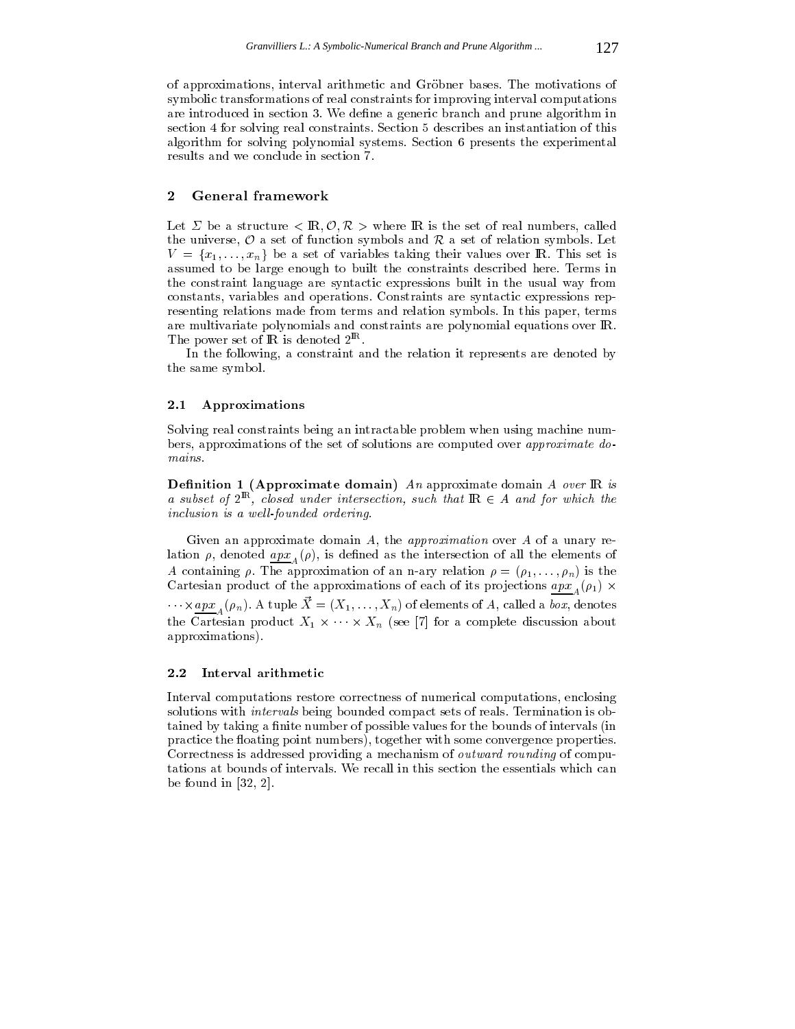of approximations, interval arithmetic and Gröbner bases. The motivations of symbolic transformations of real constraints for improving interval computations are introduced in section 3. We define a generic branch and prune algorithm in section 4 for solving real constraints. Section 5 describes an instantiation of this algorithm for solving polynomial systems. Section 6 presents the experimental results and we conclude in section 7.

## 2 General framework

Let $\Sigma$ be a structure $< \mathbb{R}, \mathcal{O}, \mathcal{R} >$ where $\mathbb{R}$ is the set of real numbers, called the universe, $\mathcal{O}$ a set of function symbols and $\mathcal{R}$ a set of relation symbols. Let $V = \{x_1, \ldots, x_n\}$ be a set of variables taking their values over $\mathbb{R}$. This set is assumed to be large enough to built the constraints described here. Terms in the constraint language are syntactic expressions built in the usual way from constants, variables and operations. Constraints are syntactic expressions representing relations made from terms and relation symbols. In this paper, terms are multivariate polynomials and constraints are polynomial equations over $\mathbb{R}$. The power set of $\mathbb{R}$ is denoted $2^{\mathbb{R}}$.

In the following, a constraint and the relation it represents are denoted by the same symbol.

### 2.1 Approximations

Solving real constraints being an intractable problem when using machine numbers, approximations of the set of solutions are computed over *approximate domains*.

**Definition 1 (Approximate domain)** *An* approximate domain $A$ *over* $\mathbb{R}$ *is a subset of* $2^{\mathbb{R}}$*, closed under intersection, such that* $\mathbb{R} \in A$ *and for which the inclusion is a well-founded ordering.*

Given an approximate domain $A$, the *approximation* over $A$ of a unary relation $\rho$, denoted $\underline{apx}_A(\rho)$, is defined as the intersection of all the elements of $A$ containing $\rho$. The approximation of an n-ary relation $\rho = (\rho_1, \ldots, \rho_n)$ is the Cartesian product of the approximations of each of its projections $\underline{apx}_A(\rho_1) \times \cdots \times \underline{apx}_A(\rho_n)$. A tuple $\vec{X} = (X_1, \ldots, X_n)$ of elements of $A$, called a *box*, denotes the Cartesian product $X_1 \times \cdots \times X_n$ (see [7] for a complete discussion about approximations).

### 2.2 Interval arithmetic

Interval computations restore correctness of numerical computations, enclosing solutions with *intervals* being bounded compact sets of reals. Termination is obtained by taking a finite number of possible values for the bounds of intervals (in practice the floating point numbers), together with some convergence properties. Correctness is addressed providing a mechanism of *outward rounding* of computations at bounds of intervals. We recall in this section the essentials which can be found in [32, 2].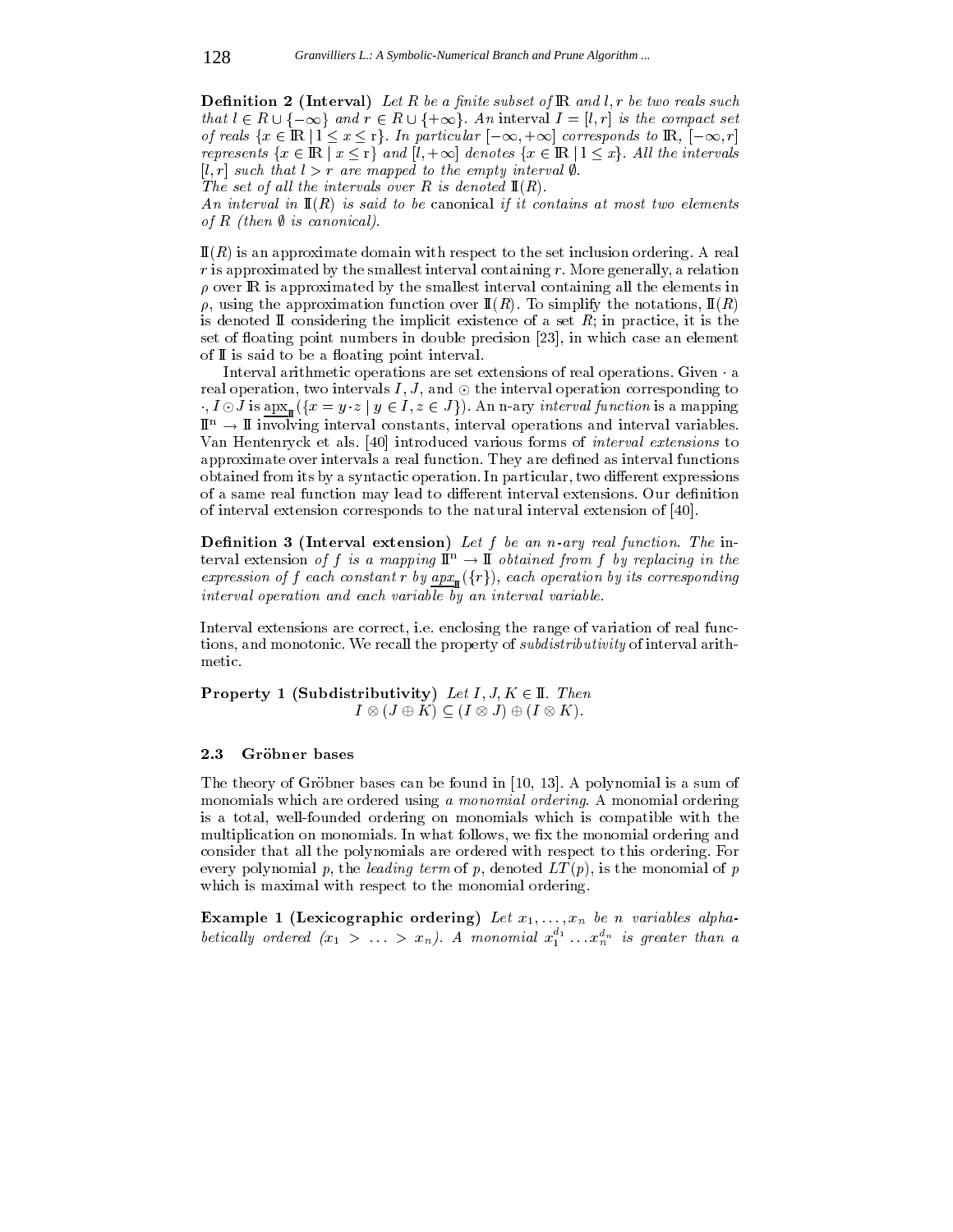**Definition 2 (Interval)** *Let $R$ be a finite subset of $\mathbb{R}$ and $l, r$ be two reals such that $l \in R \cup \{-\infty\}$ and $r \in R \cup \{+\infty\}$. An* interval *$I = [l, r]$ is the compact set of reals $\{x \in \mathbb{R} \mid l \leq x \leq r\}$. In particular $[-\infty, +\infty]$ corresponds to $\mathbb{R}$, $[-\infty, r]$ represents $\{x \in \mathbb{R} \mid x \leq r\}$ and $[l, +\infty]$ denotes $\{x \in \mathbb{R} \mid l \leq x\}$. All the intervals $[l, r]$ such that $l > r$ are mapped to the empty interval $\emptyset$.*
*The set of all the intervals over $R$ is denoted $\mathbb{I}(R)$.*
*An interval in $\mathbb{I}(R)$ is said to be* canonical *if it contains at most two elements of $R$ (then $\emptyset$ is canonical).*

$\mathbb{I}(R)$ is an approximate domain with respect to the set inclusion ordering. A real $r$ is approximated by the smallest interval containing $r$. More generally, a relation $\rho$ over $\mathbb{R}$ is approximated by the smallest interval containing all the elements in $\rho$, using the approximation function over $\mathbb{I}(R)$. To simplify the notations, $\mathbb{I}(R)$ is denoted $\mathbb{I}$ considering the implicit existence of a set $R$; in practice, it is the set of floating point numbers in double precision [23], in which case an element of $\mathbb{I}$ is said to be a floating point interval.

Interval arithmetic operations are set extensions of real operations. Given $\cdot$ a real operation, two intervals $I, J$, and $\odot$ the interval operation corresponding to $\cdot$, $I \odot J$ is $\underline{\text{apx}}_{\mathbb{I}}(\{x = y \cdot z \mid y \in I, z \in J\})$. An n-ary *interval function* is a mapping $\mathbb{I}^n \to \mathbb{I}$ involving interval constants, interval operations and interval variables. Van Hentenryck et als. [40] introduced various forms of *interval extensions* to approximate over intervals a real function. They are defined as interval functions obtained from its by a syntactic operation. In particular, two different expressions of a same real function may lead to different interval extensions. Our definition of interval extension corresponds to the natural interval extension of [40].

**Definition 3 (Interval extension)** *Let $f$ be an $n$-ary real function. The* interval extension *of $f$ is a mapping $\mathbb{I}^n \to \mathbb{I}$ obtained from $f$ by replacing in the expression of $f$ each constant $r$ by $\underline{apx}_{\mathbb{I}}(\{r\})$, each operation by its corresponding interval operation and each variable by an interval variable.*

Interval extensions are correct, i.e. enclosing the range of variation of real functions, and monotonic. We recall the property of *subdistributivity* of interval arithmetic.

**Property 1 (Subdistributivity)** *Let $I, J, K \in \mathbb{I}$. Then*

$$I \otimes (J \oplus K) \subseteq (I \otimes J) \oplus (I \otimes K).$$

### 2.3 Gröbner bases

The theory of Gröbner bases can be found in [10, 13]. A polynomial is a sum of monomials which are ordered using *a monomial ordering*. A monomial ordering is a total, well-founded ordering on monomials which is compatible with the multiplication on monomials. In what follows, we fix the monomial ordering and consider that all the polynomials are ordered with respect to this ordering. For every polynomial $p$, the *leading term* of $p$, denoted $LT(p)$, is the monomial of $p$ which is maximal with respect to the monomial ordering.

**Example 1 (Lexicographic ordering)** *Let $x_1, \ldots, x_n$ be $n$ variables alphabetically ordered ($x_1 > \ldots > x_n$). A monomial $x_1^{d_1} \ldots x_n^{d_n}$ is greater than a*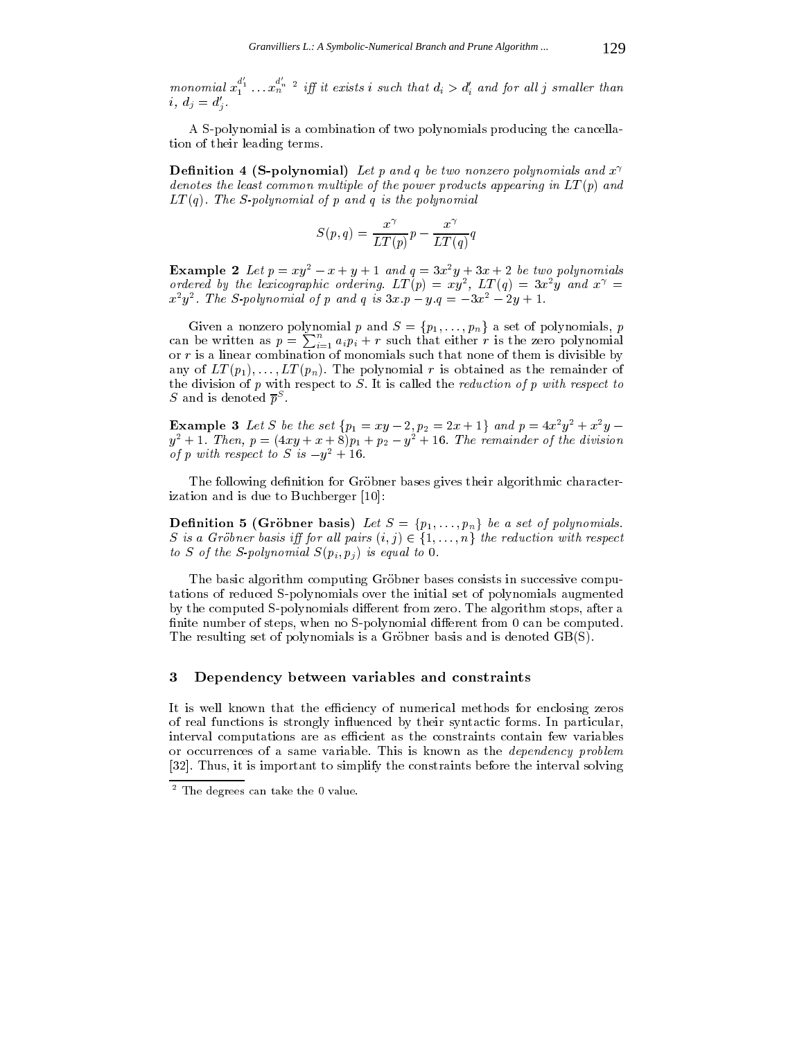*monomial* $x_1^{d_1'} \ldots x_n^{d_n'}$ [2] *iff it exists* $i$ *such that* $d_i > d_i'$ *and for all* $j$ *smaller than* $i$, $d_j = d_j'$.

A S-polynomial is a combination of two polynomials producing the cancellation of their leading terms.

**Definition 4 (S-polynomial)** *Let* $p$ *and* $q$ *be two nonzero polynomials and* $x^\gamma$ *denotes the least common multiple of the power products appearing in* $LT(p)$ *and* $LT(q)$. *The S-polynomial of* $p$ *and* $q$ *is the polynomial*

$$S(p,q) = \frac{x^\gamma}{LT(p)}p - \frac{x^\gamma}{LT(q)}q$$

**Example 2** *Let* $p = xy^2 - x + y + 1$ *and* $q = 3x^2y + 3x + 2$ *be two polynomials ordered by the lexicographic ordering.* $LT(p) = xy^2$, $LT(q) = 3x^2y$ *and* $x^\gamma = x^2y^2$. *The S-polynomial of* $p$ *and* $q$ *is* $3x.p - y.q = -3x^2 - 2y + 1$.

Given a nonzero polynomial $p$ and $S = \{p_1, \ldots, p_n\}$ a set of polynomials, $p$ can be written as $p = \sum_{i=1}^{n} a_i p_i + r$ such that either $r$ is the zero polynomial or $r$ is a linear combination of monomials such that none of them is divisible by any of $LT(p_1), \ldots, LT(p_n)$. The polynomial $r$ is obtained as the remainder of the division of $p$ with respect to $S$. It is called the *reduction of* $p$ *with respect to* $S$ and is denoted $\overline{p}^S$.

**Example 3** *Let* $S$ *be the set* $\{p_1 = xy - 2, p_2 = 2x + 1\}$ *and* $p = 4x^2y^2 + x^2y - y^2 + 1$. *Then,* $p = (4xy + x + 8)p_1 + p_2 - y^2 + 16$. *The remainder of the division of* $p$ *with respect to* $S$ *is* $-y^2 + 16$.

The following definition for Gröbner bases gives their algorithmic characterization and is due to Buchberger [10]:

**Definition 5 (Gröbner basis)** *Let* $S = \{p_1, \ldots, p_n\}$ *be a set of polynomials.* $S$ *is a Gröbner basis iff for all pairs* $(i,j) \in \{1, \ldots, n\}$ *the reduction with respect to* $S$ *of the S-polynomial* $S(p_i, p_j)$ *is equal to 0.*

The basic algorithm computing Gröbner bases consists in successive computations of reduced S-polynomials over the initial set of polynomials augmented by the computed S-polynomials different from zero. The algorithm stops, after a finite number of steps, when no S-polynomial different from 0 can be computed. The resulting set of polynomials is a Gröbner basis and is denoted GB(S).

## 3 Dependency between variables and constraints

It is well known that the efficiency of numerical methods for enclosing zeros of real functions is strongly influenced by their syntactic forms. In particular, interval computations are as efficient as the constraints contain few variables or occurrences of a same variable. This is known as the *dependency problem* [32]. Thus, it is important to simplify the constraints before the interval solving

[2] The degrees can take the 0 value.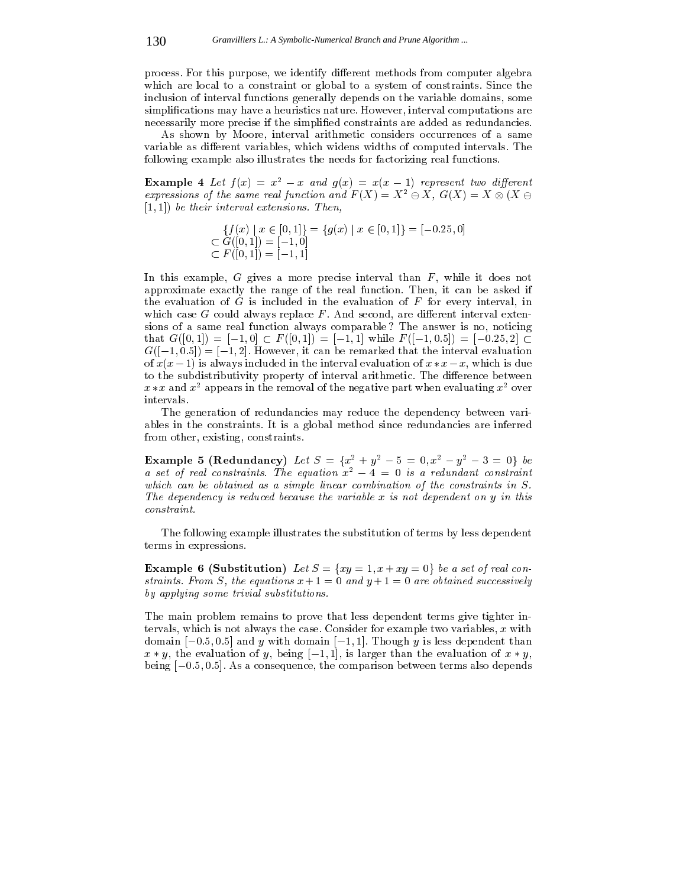process. For this purpose, we identify different methods from computer algebra which are local to a constraint or global to a system of constraints. Since the inclusion of interval functions generally depends on the variable domains, some simplifications may have a heuristics nature. However, interval computations are necessarily more precise if the simplified constraints are added as redundancies.

As shown by Moore, interval arithmetic considers occurrences of a same variable as different variables, which widens widths of computed intervals. The following example also illustrates the needs for factorizing real functions.

**Example 4** *Let $f(x) = x^2 - x$ and $g(x) = x(x-1)$ represent two different expressions of the same real function and $F(X) = X^2 \ominus X$, $G(X) = X \otimes (X \ominus [1,1])$ be their interval extensions. Then,*

$$\begin{array}{l} \{f(x) \mid x \in [0,1]\} = \{g(x) \mid x \in [0,1]\} = [-0.25, 0] \\ \subset G([0,1]) = [-1, 0] \\ \subset F([0,1]) = [-1, 1] \end{array}$$

In this example, $G$ gives a more precise interval than $F$, while it does not approximate exactly the range of the real function. Then, it can be asked if the evaluation of $G$ is included in the evaluation of $F$ for every interval, in which case $G$ could always replace $F$. And second, are different interval extensions of a same real function always comparable? The answer is no, noticing that $G([0,1]) = [-1,0] \subset F([0,1]) = [-1,1]$ while $F([-1,0.5]) = [-0.25,2] \subset G([-1,0.5]) = [-1,2]$. However, it can be remarked that the interval evaluation of $x(x-1)$ is always included in the interval evaluation of $x*x-x$, which is due to the subdistributivity property of interval arithmetic. The difference between $x*x$ and $x^2$ appears in the removal of the negative part when evaluating $x^2$ over intervals.

The generation of redundancies may reduce the dependency between variables in the constraints. It is a global method since redundancies are inferred from other, existing, constraints.

**Example 5 (Redundancy)** *Let $S = \{x^2 + y^2 - 5 = 0, x^2 - y^2 - 3 = 0\}$ be a set of real constraints. The equation $x^2 - 4 = 0$ is a redundant constraint which can be obtained as a simple linear combination of the constraints in $S$. The dependency is reduced because the variable $x$ is not dependent on $y$ in this constraint.*

The following example illustrates the substitution of terms by less dependent terms in expressions.

**Example 6 (Substitution)** *Let $S = \{xy = 1, x + xy = 0\}$ be a set of real constraints. From $S$, the equations $x + 1 = 0$ and $y + 1 = 0$ are obtained successively by applying some trivial substitutions.*

The main problem remains to prove that less dependent terms give tighter intervals, which is not always the case. Consider for example two variables, $x$ with domain $[-0.5, 0.5]$ and $y$ with domain $[-1,1]$. Though $y$ is less dependent than $x*y$, the evaluation of $y$, being $[-1,1]$, is larger than the evaluation of $x*y$, being $[-0.5, 0.5]$. As a consequence, the comparison between terms also depends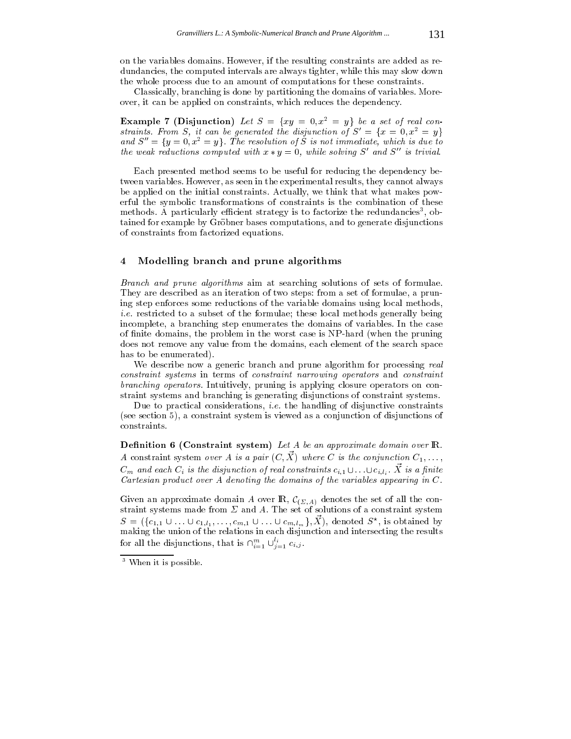on the variables domains. However, if the resulting constraints are added as redundancies, the computed intervals are always tighter, while this may slow down the whole process due to an amount of computations for these constraints.

Classically, branching is done by partitioning the domains of variables. Moreover, it can be applied on constraints, which reduces the dependency.

**Example 7 (Disjunction)** *Let $S = \{xy = 0, x^2 = y\}$ be a set of real constraints. From $S$, it can be generated the disjunction of $S' = \{x = 0, x^2 = y\}$ and $S'' = \{y = 0, x^2 = y\}$. The resolution of $S$ is not immediate, which is due to the weak reductions computed with $x * y = 0$, while solving $S'$ and $S''$ is trivial.*

Each presented method seems to be useful for reducing the dependency between variables. However, as seen in the experimental results, they cannot always be applied on the initial constraints. Actually, we think that what makes powerful the symbolic transformations of constraints is the combination of these methods. A particularly efficient strategy is to factorize the redundancies[3], obtained for example by Gröbner bases computations, and to generate disjunctions of constraints from factorized equations.

## 4 Modelling branch and prune algorithms

*Branch and prune algorithms* aim at searching solutions of sets of formulae. They are described as an iteration of two steps: from a set of formulae, a pruning step enforces some reductions of the variable domains using local methods, *i.e.* restricted to a subset of the formulae; these local methods generally being incomplete, a branching step enumerates the domains of variables. In the case of finite domains, the problem in the worst case is NP-hard (when the pruning does not remove any value from the domains, each element of the search space has to be enumerated).

We describe now a generic branch and prune algorithm for processing *real constraint systems* in terms of *constraint narrowing operators* and *constraint branching operators*. Intuitively, pruning is applying closure operators on constraint systems and branching is generating disjunctions of constraint systems.

Due to practical considerations, *i.e.* the handling of disjunctive constraints (see section 5), a constraint system is viewed as a conjunction of disjunctions of constraints.

**Definition 6 (Constraint system)** *Let $A$ be an approximate domain over $\mathbb{R}$. A* constraint system *over $A$ is a pair $(C, \vec{X})$ where $C$ is the conjunction $C_1, \ldots, C_m$ and each $C_i$ is the disjunction of real constraints $c_{i,1} \cup \ldots \cup c_{i,l_i}$. $\vec{X}$ is a finite Cartesian product over $A$ denoting the domains of the variables appearing in $C$.*

Given an approximate domain $A$ over $\mathbb{R}$, $\mathcal{C}_{(\Sigma,A)}$ denotes the set of all the constraint systems made from $\Sigma$ and $A$. The set of solutions of a constraint system $S = (\{c_{1,1} \cup \ldots \cup c_{1,l_1}, \ldots, c_{m,1} \cup \ldots \cup c_{m,l_m}\}, \vec{X})$, denoted $S^\star$, is obtained by making the union of the relations in each disjunction and intersecting the results for all the disjunctions, that is $\cap_{i=1}^{m} \cup_{j=1}^{l_i} c_{i,j}$.

[3] When it is possible.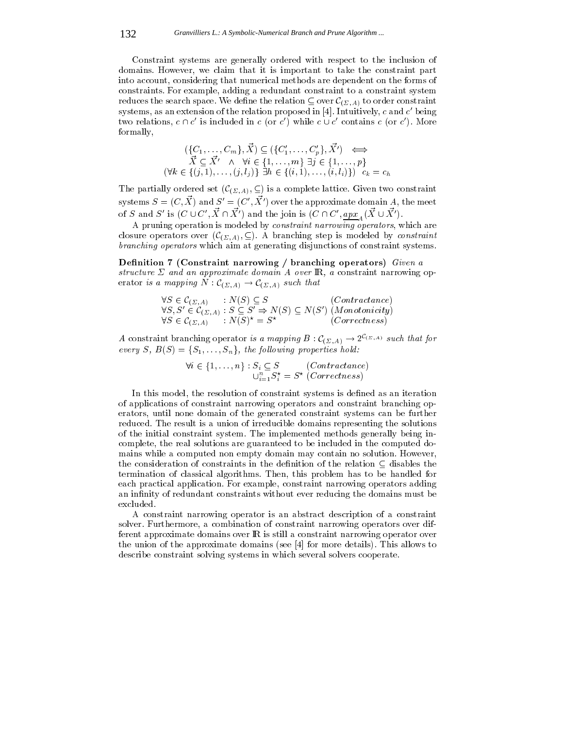Constraint systems are generally ordered with respect to the inclusion of domains. However, we claim that it is important to take the constraint part into account, considering that numerical methods are dependent on the forms of constraints. For example, adding a redundant constraint to a constraint system reduces the search space. We define the relation $\subseteq$ over $\mathcal{C}_{(\Sigma,A)}$ to order constraint systems, as an extension of the relation proposed in [4]. Intuitively, $c$ and $c'$ being two relations, $c \cap c'$ is included in $c$ (or $c'$) while $c \cup c'$ contains $c$ (or $c'$). More formally,

$$
\begin{array}{c}
(\{C_1, \dots, C_m\}, \vec{X}) \subseteq (\{C'_1, \dots, C'_p\}, \vec{X'}) \iff \\
\vec{X} \subseteq \vec{X'} \quad \wedge \quad \forall i \in \{1, \dots, m\}\ \exists j \in \{1, \dots, p\} \\
(\forall k \in \{(j,1), \dots, (j, l_j)\}\ \exists h \in \{(i,1), \dots, (i, l_i)\})\ \ c_k = c_h
\end{array}
$$

The partially ordered set $(\mathcal{C}_{(\Sigma,A)}, \subseteq)$ is a complete lattice. Given two constraint systems $S = (C, \vec{X})$ and $S' = (C', \vec{X'})$ over the approximate domain $A$, the meet of $S$ and $S'$ is $(C \cup C', \vec{X} \cap \vec{X'})$ and the join is $(C \cap C', \underline{apx}_A(\vec{X} \cup \vec{X'}))$.

A pruning operation is modeled by *constraint narrowing operators*, which are closure operators over $(\mathcal{C}_{(\Sigma,A)}, \subseteq)$. A branching step is modeled by *constraint branching operators* which aim at generating disjunctions of constraint systems.

**Definition 7 (Constraint narrowing / branching operators)** *Given a structure $\Sigma$ and an approximate domain $A$ over* $\mathbb{R}$*, a* constraint narrowing operator *is a mapping $N : \mathcal{C}_{(\Sigma,A)} \to \mathcal{C}_{(\Sigma,A)}$ such that*

$$
\begin{array}{lll}
\forall S \in \mathcal{C}_{(\Sigma,A)} & : N(S) \subseteq S & (Contractance) \\
\forall S, S' \in \mathcal{C}_{(\Sigma,A)} & : S \subseteq S' \Rightarrow N(S) \subseteq N(S') & (Monotonicity) \\
\forall S \in \mathcal{C}_{(\Sigma,A)} & : N(S)^\star = S^\star & (Correctness)
\end{array}
$$

*A* constraint branching operator *is a mapping $B : \mathcal{C}_{(\Sigma,A)} \to 2^{\mathcal{C}_{(\Sigma,A)}}$ such that for every $S$, $B(S) = \{S_1, \dots, S_n\}$, the following properties hold:*

$$
\begin{array}{ll}
\forall i \in \{1, \dots, n\} : S_i \subseteq S & (Contractance) \\
\cup_{i=1}^{n} S_i^\star = S^\star & (Correctness)
\end{array}
$$

In this model, the resolution of constraint systems is defined as an iteration of applications of constraint narrowing operators and constraint branching operators, until none domain of the generated constraint systems can be further reduced. The result is a union of irreducible domains representing the solutions of the initial constraint system. The implemented methods generally being incomplete, the real solutions are guaranteed to be included in the computed domains while a computed non empty domain may contain no solution. However, the consideration of constraints in the definition of the relation $\subseteq$ disables the termination of classical algorithms. Then, this problem has to be handled for each practical application. For example, constraint narrowing operators adding an infinity of redundant constraints without ever reducing the domains must be excluded.

A constraint narrowing operator is an abstract description of a constraint solver. Furthermore, a combination of constraint narrowing operators over different approximate domains over $\mathbb{R}$ is still a constraint narrowing operator over the union of the approximate domains (see [4] for more details). This allows to describe constraint solving systems in which several solvers cooperate.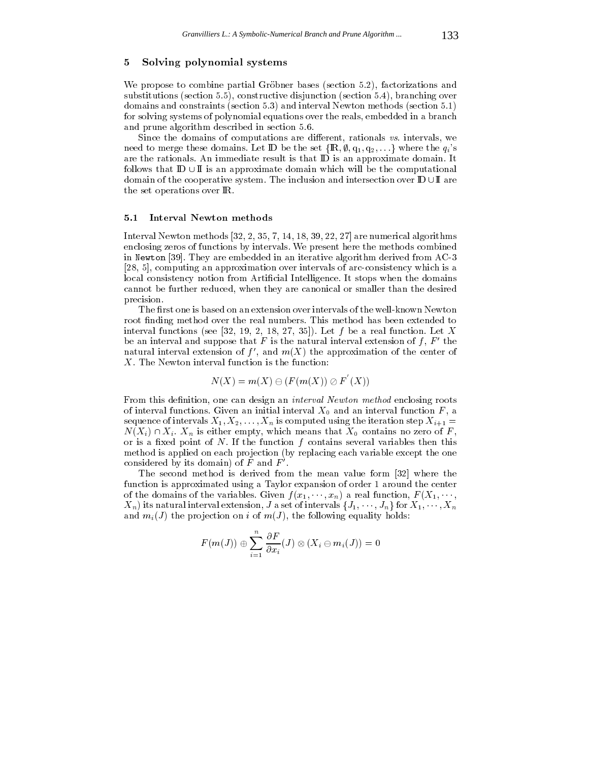## 5 Solving polynomial systems

We propose to combine partial Gröbner bases (section 5.2), factorizations and substitutions (section 5.5), constructive disjunction (section 5.4), branching over domains and constraints (section 5.3) and interval Newton methods (section 5.1) for solving systems of polynomial equations over the reals, embedded in a branch and prune algorithm described in section 5.6.

Since the domains of computations are different, rationals *vs.* intervals, we need to merge these domains. Let $\mathbb{D}$ be the set $\{\mathbb{R}, \emptyset, \mathrm{q}_1, \mathrm{q}_2, \ldots\}$ where the $q_i$'s are the rationals. An immediate result is that $\mathbb{D}$ is an approximate domain. It follows that $\mathbb{D} \cup \mathbb{I}$ is an approximate domain which will be the computational domain of the cooperative system. The inclusion and intersection over $\mathbb{D} \cup \mathbb{I}$ are the set operations over $\mathbb{R}$.

### 5.1 Interval Newton methods

Interval Newton methods [32, 2, 35, 7, 14, 18, 39, 22, 27] are numerical algorithms enclosing zeros of functions by intervals. We present here the methods combined in `Newton` [39]. They are embedded in an iterative algorithm derived from AC-3 [28, 5], computing an approximation over intervals of arc-consistency which is a local consistency notion from Artificial Intelligence. It stops when the domains cannot be further reduced, when they are canonical or smaller than the desired precision.

The first one is based on an extension over intervals of the well-known Newton root finding method over the real numbers. This method has been extended to interval functions (see [32, 19, 2, 18, 27, 35]). Let $f$ be a real function. Let $X$ be an interval and suppose that $F$ is the natural interval extension of $f$, $F'$ the natural interval extension of $f'$, and $m(X)$ the approximation of the center of $X$. The Newton interval function is the function:

$$N(X) = m(X) \ominus (F(m(X)) \oslash F^{'}(X))$$

From this definition, one can design an *interval Newton method* enclosing roots of interval functions. Given an initial interval $X_0$ and an interval function $F$, a sequence of intervals $X_1, X_2, \ldots, X_n$ is computed using the iteration step $X_{i+1} = N(X_i) \cap X_i$. $X_n$ is either empty, which means that $X_0$ contains no zero of $F$, or is a fixed point of $N$. If the function $f$ contains several variables then this method is applied on each projection (by replacing each variable except the one considered by its domain) of $F$ and $F'$.

The second method is derived from the mean value form [32] where the function is approximated using a Taylor expansion of order 1 around the center of the domains of the variables. Given $f(x_1, \cdots, x_n)$ a real function, $F(X_1, \cdots, X_n)$ its natural interval extension, $J$ a set of intervals $\{J_1, \cdots, J_n\}$ for $X_1, \cdots, X_n$ and $m_i(J)$ the projection on $i$ of $m(J)$, the following equality holds:

$$F(m(J)) \oplus \sum_{i=1}^{n} \frac{\partial F}{\partial x_i}(J) \otimes (X_i \ominus m_i(J)) = 0$$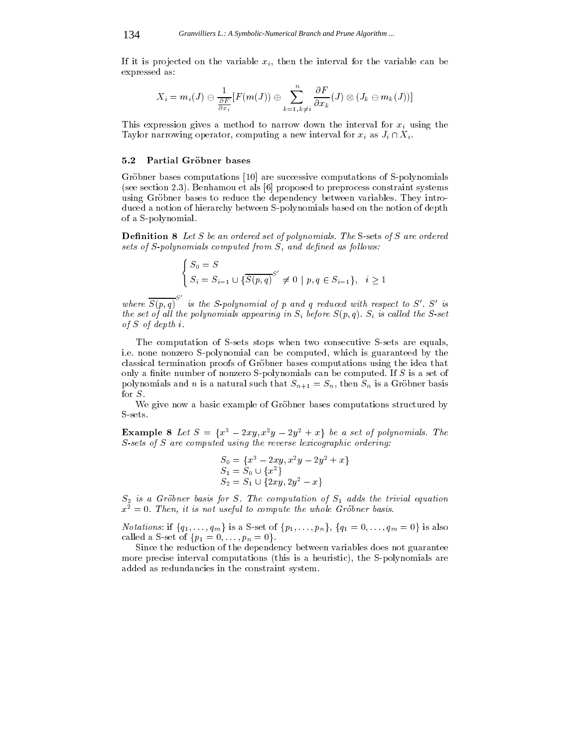If it is projected on the variable $x_i$, then the interval for the variable can be expressed as:

$$X_i = m_i(J) \ominus \frac{1}{\frac{\partial F}{\partial x_i}}[F(m(J)) \oplus \sum_{k=1, k \neq i}^{n} \frac{\partial F}{\partial x_k}(J) \otimes (J_k \ominus m_k(J))]$$

This expression gives a method to narrow down the interval for $x_i$ using the Taylor narrowing operator, computing a new interval for $x_i$ as $J_i \cap X_i$.

### 5.2 Partial Gröbner bases

Gröbner bases computations [10] are successive computations of S-polynomials (see section 2.3). Benhamou et als [6] proposed to preprocess constraint systems using Gröbner bases to reduce the dependency between variables. They introduced a notion of hierarchy between S-polynomials based on the notion of depth of a S-polynomial.

**Definition 8** *Let $S$ be an ordered set of polynomials. The* S-sets *of $S$ are ordered sets of S-polynomials computed from $S$, and defined as follows:*

$$\begin{cases} S_0 = S \\ S_i = S_{i-1} \cup \{\overline{S(p,q)}^{S'} \neq 0 \mid p, q \in S_{i-1}\}, \quad i \geq 1 \end{cases}$$

*where $\overline{S(p,q)}^{S'}$ is the S-polynomial of $p$ and $q$ reduced with respect to $S'$. $S'$ is the set of all the polynomials appearing in $S_i$ before $S(p,q)$. $S_i$ is called the S-set of $S$ of depth $i$.*

The computation of S-sets stops when two consecutive S-sets are equals, i.e. none nonzero S-polynomial can be computed, which is guaranteed by the classical termination proofs of Gröbner bases computations using the idea that only a finite number of nonzero S-polynomials can be computed. If $S$ is a set of polynomials and $n$ is a natural such that $S_{n+1} = S_n$, then $S_n$ is a Gröbner basis for $S$.

We give now a basic example of Gröbner bases computations structured by S-sets.

**Example 8** *Let $S = \{x^3 - 2xy, x^2y - 2y^2 + x\}$ be a set of polynomials. The S-sets of $S$ are computed using the reverse lexicographic ordering:*

$$\begin{array}{l} S_0 = \{x^3 - 2xy, x^2y - 2y^2 + x\} \\ S_1 = S_0 \cup \{x^2\} \\ S_2 = S_1 \cup \{2xy, 2y^2 - x\} \end{array}$$

*$S_2$ is a Gröbner basis for $S$. The computation of $S_1$ adds the trivial equation $x^2 = 0$. Then, it is not useful to compute the whole Gröbner basis.*

*Notations*: if $\{q_1, \ldots, q_m\}$ is a S-set of $\{p_1, \ldots, p_n\}$, $\{q_1 = 0, \ldots, q_m = 0\}$ is also called a S-set of $\{p_1 = 0, \ldots, p_n = 0\}$.

Since the reduction of the dependency between variables does not guarantee more precise interval computations (this is a heuristic), the S-polynomials are added as redundancies in the constraint system.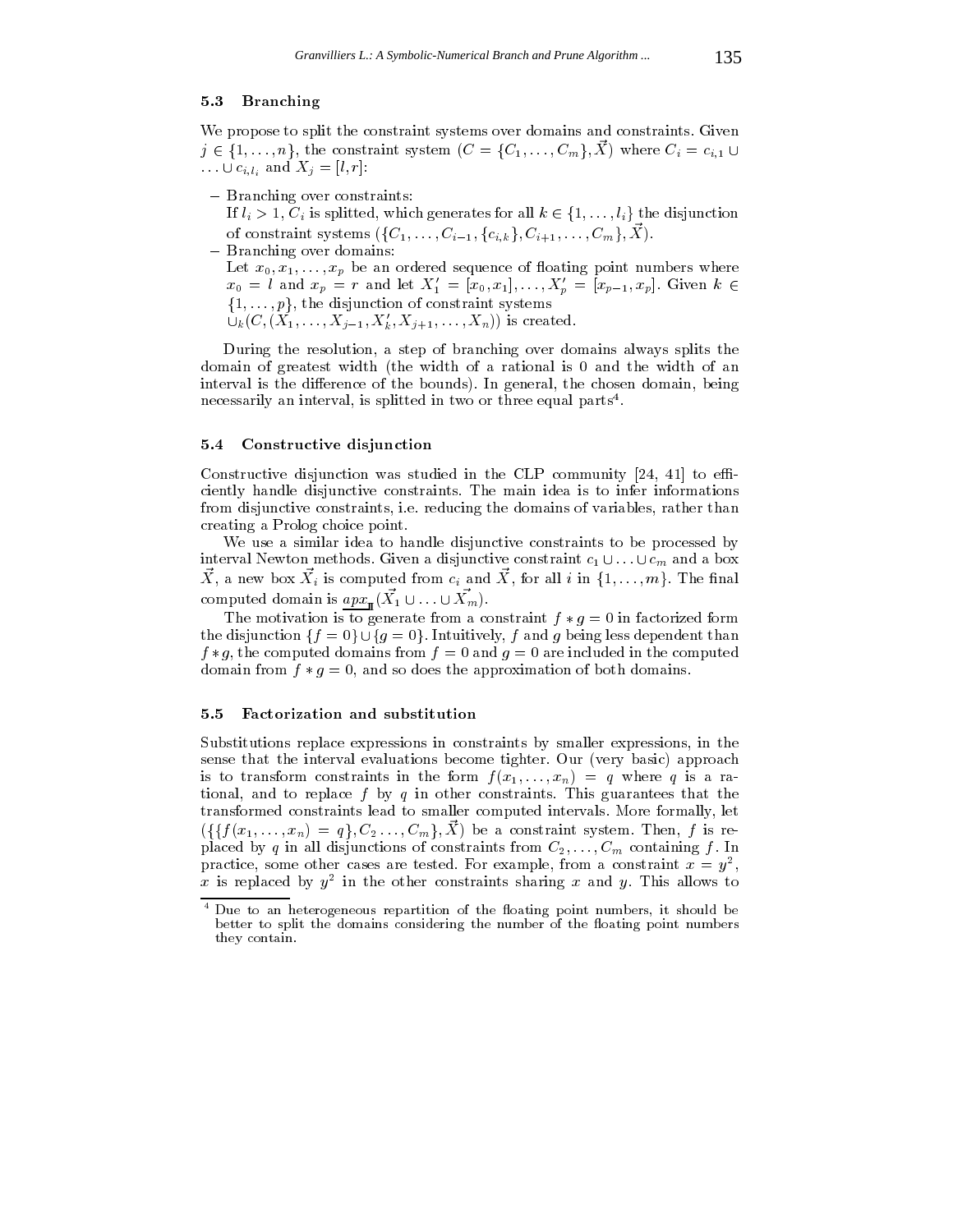### 5.3 Branching

We propose to split the constraint systems over domains and constraints. Given $j \in \{1,\ldots,n\}$, the constraint system $(C = \{C_1,\ldots,C_m\}, \vec{X})$ where $C_i = c_{i,1} \cup \ldots \cup c_{i,l_i}$ and $X_j = [l,r]$:

- Branching over constraints:
  If $l_i > 1$, $C_i$ is splitted, which generates for all $k \in \{1,\ldots,l_i\}$ the disjunction of constraint systems $(\{C_1,\ldots,C_{i-1},\{c_{i,k}\},C_{i+1},\ldots,C_m\},\vec{X})$.
- Branching over domains:
  Let $x_0, x_1, \ldots, x_p$ be an ordered sequence of floating point numbers where $x_0 = l$ and $x_p = r$ and let $X'_1 = [x_0,x_1],\ldots,X'_p = [x_{p-1},x_p]$. Given $k \in \{1,\ldots,p\}$, the disjunction of constraint systems $\cup_k(C,(X_1,\ldots,X_{j-1},X'_k,X_{j+1},\ldots,X_n))$ is created.

During the resolution, a step of branching over domains always splits the domain of greatest width (the width of a rational is 0 and the width of an interval is the difference of the bounds). In general, the chosen domain, being necessarily an interval, is splitted in two or three equal parts[4].

### 5.4 Constructive disjunction

Constructive disjunction was studied in the CLP community [24, 41] to efficiently handle disjunctive constraints. The main idea is to infer informations from disjunctive constraints, i.e. reducing the domains of variables, rather than creating a Prolog choice point.

We use a similar idea to handle disjunctive constraints to be processed by interval Newton methods. Given a disjunctive constraint $c_1 \cup \ldots \cup c_m$ and a box $\vec{X}$, a new box $\vec{X}_i$ is computed from $c_i$ and $\vec{X}$, for all $i$ in $\{1,\ldots,m\}$. The final computed domain is $\underline{apx_{\mathbb{I}}}(\vec{X}_1 \cup \ldots \cup \vec{X}_m)$.

The motivation is to generate from a constraint $f * g = 0$ in factorized form the disjunction $\{f = 0\} \cup \{g = 0\}$. Intuitively, $f$ and $g$ being less dependent than $f * g$, the computed domains from $f = 0$ and $g = 0$ are included in the computed domain from $f * g = 0$, and so does the approximation of both domains.

### 5.5 Factorization and substitution

Substitutions replace expressions in constraints by smaller expressions, in the sense that the interval evaluations become tighter. Our (very basic) approach is to transform constraints in the form $f(x_1,\ldots,x_n) = q$ where $q$ is a rational, and to replace $f$ by $q$ in other constraints. This guarantees that the transformed constraints lead to smaller computed intervals. More formally, let $(\{\{f(x_1,\ldots,x_n) = q\}, C_2 \ldots, C_m\}, \vec{X})$ be a constraint system. Then, $f$ is replaced by $q$ in all disjunctions of constraints from $C_2,\ldots,C_m$ containing $f$. In practice, some other cases are tested. For example, from a constraint $x = y^2$, $x$ is replaced by $y^2$ in the other constraints sharing $x$ and $y$. This allows to

[4] Due to an heterogeneous repartition of the floating point numbers, it should be better to split the domains considering the number of the floating point numbers they contain.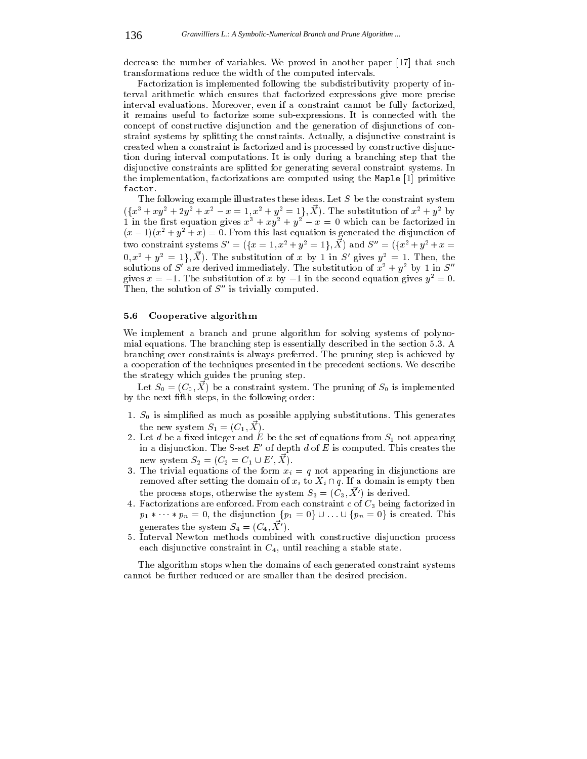decrease the number of variables. We proved in another paper [17] that such transformations reduce the width of the computed intervals.

Factorization is implemented following the subdistributivity property of interval arithmetic which ensures that factorized expressions give more precise interval evaluations. Moreover, even if a constraint cannot be fully factorized, it remains useful to factorize some sub-expressions. It is connected with the concept of constructive disjunction and the generation of disjunctions of constraint systems by splitting the constraints. Actually, a disjunctive constraint is created when a constraint is factorized and is processed by constructive disjunction during interval computations. It is only during a branching step that the disjunctive constraints are splitted for generating several constraint systems. In the implementation, factorizations are computed using the `Maple` [1] primitive `factor`.

The following example illustrates these ideas. Let $S$ be the constraint system $(\{x^3 + xy^2 + 2y^2 + x^2 - x = 1, x^2 + y^2 = 1\}, \vec{X})$. The substitution of $x^2 + y^2$ by 1 in the first equation gives $x^3 + xy^2 + y^2 - x = 0$ which can be factorized in $(x-1)(x^2 + y^2 + x) = 0$. From this last equation is generated the disjunction of two constraint systems $S' = (\{x = 1, x^2 + y^2 = 1\}, \vec{X})$ and $S'' = (\{x^2 + y^2 + x = 0, x^2 + y^2 = 1\}, \vec{X})$. The substitution of $x$ by 1 in $S'$ gives $y^2 = 1$. Then, the solutions of $S'$ are derived immediately. The substitution of $x^2 + y^2$ by 1 in $S''$ gives $x = -1$. The substitution of $x$ by $-1$ in the second equation gives $y^2 = 0$. Then, the solution of $S''$ is trivially computed.

### 5.6 Cooperative algorithm

We implement a branch and prune algorithm for solving systems of polynomial equations. The branching step is essentially described in the section 5.3. A branching over constraints is always preferred. The pruning step is achieved by a cooperation of the techniques presented in the precedent sections. We describe the strategy which guides the pruning step.

Let $S_0 = (C_0, \vec{X})$ be a constraint system. The pruning of $S_0$ is implemented by the next fifth steps, in the following order:

1. $S_0$ is simplified as much as possible applying substitutions. This generates the new system $S_1 = (C_1, \vec{X})$.
2. Let $d$ be a fixed integer and $E$ be the set of equations from $S_1$ not appearing in a disjunction. The S-set $E'$ of depth $d$ of $E$ is computed. This creates the new system $S_2 = (C_2 = C_1 \cup E', \vec{X})$.
3. The trivial equations of the form $x_i = q$ not appearing in disjunctions are removed after setting the domain of $x_i$ to $X_i \cap q$. If a domain is empty then the process stops, otherwise the system $S_3 = (C_3, \vec{X}')$ is derived.
4. Factorizations are enforced. From each constraint $c$ of $C_3$ being factorized in $p_1 * \cdots * p_n = 0$, the disjunction $\{p_1 = 0\} \cup \ldots \cup \{p_n = 0\}$ is created. This generates the system $S_4 = (C_4, \vec{X}')$.
5. Interval Newton methods combined with constructive disjunction process each disjunctive constraint in $C_4$, until reaching a stable state.

The algorithm stops when the domains of each generated constraint systems cannot be further reduced or are smaller than the desired precision.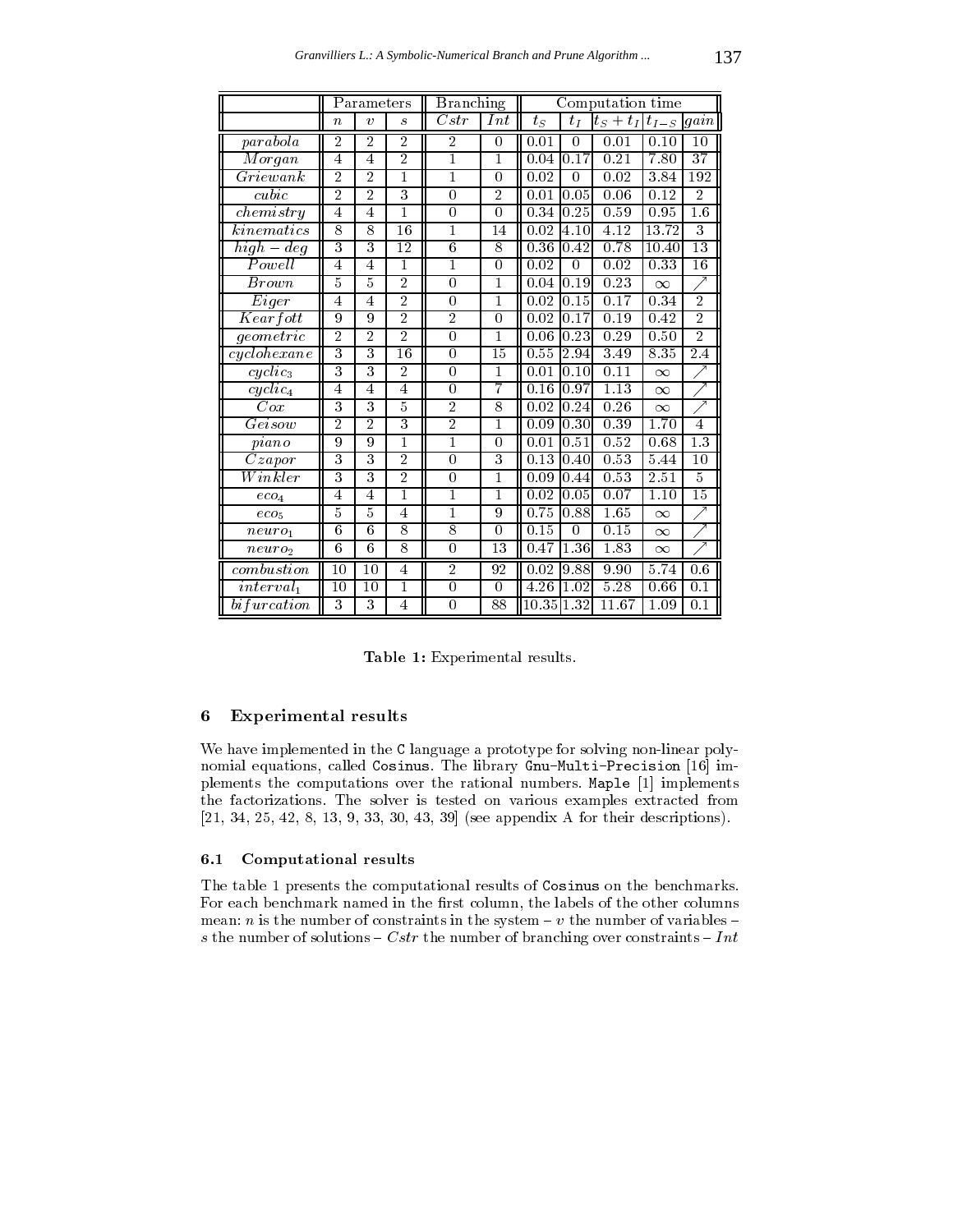| | Parameters | | | Branching | | Computation time | | | | |
|---|---|---|---|---|---|---|---|---|---|---|
| | $n$ | $v$ | $s$ | $Cstr$ | $Int$ | $t_S$ | $t_I$ | $t_S+t_I$ | $t_{I-S}$ | $gain$ |
| $parabola$ | 2 | 2 | 2 | 2 | 0 | 0.01 | 0 | 0.01 | 0.10 | 10 |
| $Morgan$ | 4 | 4 | 2 | 1 | 1 | 0.04 | 0.17 | 0.21 | 7.80 | 37 |
| $Griewank$ | 2 | 2 | 1 | 1 | 0 | 0.02 | 0 | 0.02 | 3.84 | 192 |
| $cubic$ | 2 | 2 | 3 | 0 | 2 | 0.01 | 0.05 | 0.06 | 0.12 | 2 |
| $chemistry$ | 4 | 4 | 1 | 0 | 0 | 0.34 | 0.25 | 0.59 | 0.95 | 1.6 |
| $kinematics$ | 8 | 8 | 16 | 1 | 14 | 0.02 | 4.10 | 4.12 | 13.72 | 3 |
| $high-deg$ | 3 | 3 | 12 | 6 | 8 | 0.36 | 0.42 | 0.78 | 10.40 | 13 |
| $Powell$ | 4 | 4 | 1 | 1 | 0 | 0.02 | 0 | 0.02 | 0.33 | 16 |
| $Brown$ | 5 | 5 | 2 | 0 | 1 | 0.04 | 0.19 | 0.23 | $\infty$ | $\nearrow$ |
| $Eiger$ | 4 | 4 | 2 | 0 | 1 | 0.02 | 0.15 | 0.17 | 0.34 | 2 |
| $Kearfott$ | 9 | 9 | 2 | 2 | 0 | 0.02 | 0.17 | 0.19 | 0.42 | 2 |
| $geometric$ | 2 | 2 | 2 | 0 | 1 | 0.06 | 0.23 | 0.29 | 0.50 | 2 |
| $cyclohexane$ | 3 | 3 | 16 | 0 | 15 | 0.55 | 2.94 | 3.49 | 8.35 | 2.4 |
| $cyclic_3$ | 3 | 3 | 2 | 0 | 1 | 0.01 | 0.10 | 0.11 | $\infty$ | $\nearrow$ |
| $cyclic_4$ | 4 | 4 | 4 | 0 | 7 | 0.16 | 0.97 | 1.13 | $\infty$ | $\nearrow$ |
| $Cox$ | 3 | 3 | 5 | 2 | 8 | 0.02 | 0.24 | 0.26 | $\infty$ | $\nearrow$ |
| $Geisow$ | 2 | 2 | 3 | 2 | 1 | 0.09 | 0.30 | 0.39 | 1.70 | 4 |
| $piano$ | 9 | 9 | 1 | 1 | 0 | 0.01 | 0.51 | 0.52 | 0.68 | 1.3 |
| $Czapor$ | 3 | 3 | 2 | 0 | 3 | 0.13 | 0.40 | 0.53 | 5.44 | 10 |
| $Winkler$ | 3 | 3 | 2 | 0 | 1 | 0.09 | 0.44 | 0.53 | 2.51 | 5 |
| $eco_4$ | 4 | 4 | 1 | 1 | 1 | 0.02 | 0.05 | 0.07 | 1.10 | 15 |
| $eco_5$ | 5 | 5 | 4 | 1 | 9 | 0.75 | 0.88 | 1.65 | $\infty$ | $\nearrow$ |
| $neuro_1$ | 6 | 6 | 8 | 8 | 0 | 0.15 | 0 | 0.15 | $\infty$ | $\nearrow$ |
| $neuro_2$ | 6 | 6 | 8 | 0 | 13 | 0.47 | 1.36 | 1.83 | $\infty$ | $\nearrow$ |
| $combustion$ | 10 | 10 | 4 | 2 | 92 | 0.02 | 9.88 | 9.90 | 5.74 | 0.6 |
| $interval_1$ | 10 | 10 | 1 | 0 | 0 | 4.26 | 1.02 | 5.28 | 0.66 | 0.1 |
| $bifurcation$ | 3 | 3 | 4 | 0 | 88 | 10.35 | 1.32 | 11.67 | 1.09 | 0.1 |

**Table 1:** Experimental results.

## 6 Experimental results

We have implemented in the C language a prototype for solving non-linear polynomial equations, called Cosinus. The library Gnu-Multi-Precision [16] implements the computations over the rational numbers. Maple [1] implements the factorizations. The solver is tested on various examples extracted from [21, 34, 25, 42, 8, 13, 9, 33, 30, 43, 39] (see appendix A for their descriptions).

### 6.1 Computational results

The table 1 presents the computational results of Cosinus on the benchmarks. For each benchmark named in the first column, the labels of the other columns mean: $n$ is the number of constraints in the system – $v$ the number of variables – $s$ the number of solutions – $Cstr$ the number of branching over constraints – $Int$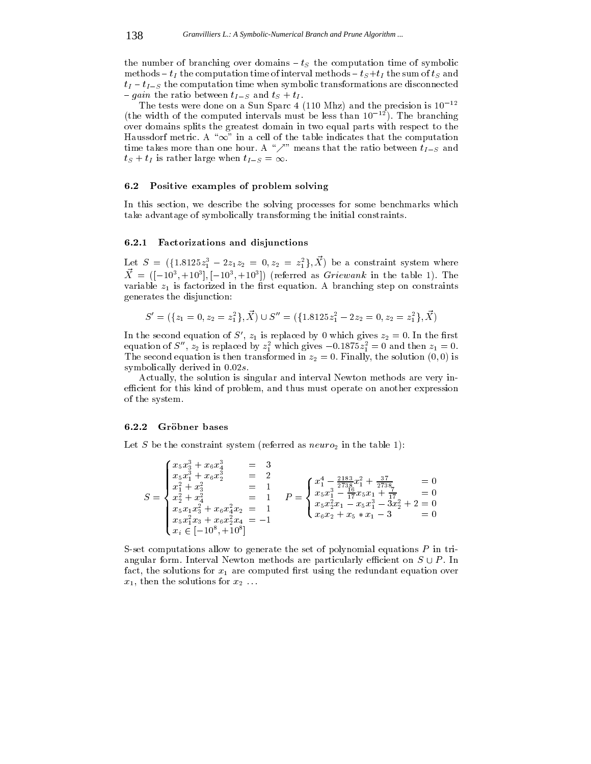the number of branching over domains – $t_S$ the computation time of symbolic methods – $t_I$ the computation time of interval methods – $t_S+t_I$ the sum of $t_S$ and $t_I$ – $t_{I-S}$ the computation time when symbolic transformations are disconnected – *gain* the ratio between $t_{I-S}$ and $t_S + t_I$.

The tests were done on a Sun Sparc 4 (110 Mhz) and the precision is $10^{-12}$ (the width of the computed intervals must be less than $10^{-12}$). The branching over domains splits the greatest domain in two equal parts with respect to the Haussdorf metric. A "$\infty$" in a cell of the table indicates that the computation time takes more than one hour. A "$\nearrow$" means that the ratio between $t_{I-S}$ and $t_S + t_I$ is rather large when $t_{I-S} = \infty$.

### 6.2 Positive examples of problem solving

In this section, we describe the solving processes for some benchmarks which take advantage of symbolically transforming the initial constraints.

#### 6.2.1 Factorizations and disjunctions

Let $S = (\{1.8125z_1^3 - 2z_1z_2 = 0, z_2 = z_1^2\}, \vec{X})$ be a constraint system where $\vec{X} = ([-10^3, +10^3], [-10^3, +10^3])$ (referred as *Griewank* in the table 1). The variable $z_1$ is factorized in the first equation. A branching step on constraints generates the disjunction:

$$S' = (\{z_1 = 0, z_2 = z_1^2\}, \vec{X}) \cup S'' = (\{1.8125z_1^2 - 2z_2 = 0, z_2 = z_1^2\}, \vec{X})$$

In the second equation of $S'$, $z_1$ is replaced by 0 which gives $z_2 = 0$. In the first equation of $S''$, $z_2$ is replaced by $z_1^2$ which gives $-0.1875z_1^2 = 0$ and then $z_1 = 0$. The second equation is then transformed in $z_2 = 0$. Finally, the solution $(0, 0)$ is symbolically derived in $0.02s$.

Actually, the solution is singular and interval Newton methods are very inefficient for this kind of problem, and thus must operate on another expression of the system.

#### 6.2.2 Gröbner bases

Let $S$ be the constraint system (referred as $neuro_2$ in the table 1):

$$S = \begin{cases} x_5x_3^3 + x_6x_4^3 & = \ 3 \\ x_5x_1^3 + x_6x_2^3 & = \ 2 \\ x_1^2 + x_3^2 & = \ 1 \\ x_2^2 + x_4^2 & = \ 1 \\ x_5x_1x_3^2 + x_6x_4^2x_2 & = \ 1 \\ x_5x_1^2x_3 + x_6x_2^2x_4 & = -1 \\ x_i \in [-10^8, +10^8] \end{cases} \qquad P = \begin{cases} x_1^4 - \frac{2183}{2738}x_1^2 + \frac{37}{2738} & = 0 \\ x_5x_1^3 - \frac{16}{17}x_5x_1 + \frac{7}{17} & = 0 \\ x_5x_2^2x_1 - x_5x_1^3 - 3x_2^2 + 2 & = 0 \\ x_6x_2 + x_5 * x_1 - 3 & = 0 \end{cases}$$

S-set computations allow to generate the set of polynomial equations $P$ in triangular form. Interval Newton methods are particularly efficient on $S \cup P$. In fact, the solutions for $x_1$ are computed first using the redundant equation over $x_1$, then the solutions for $x_2$ ...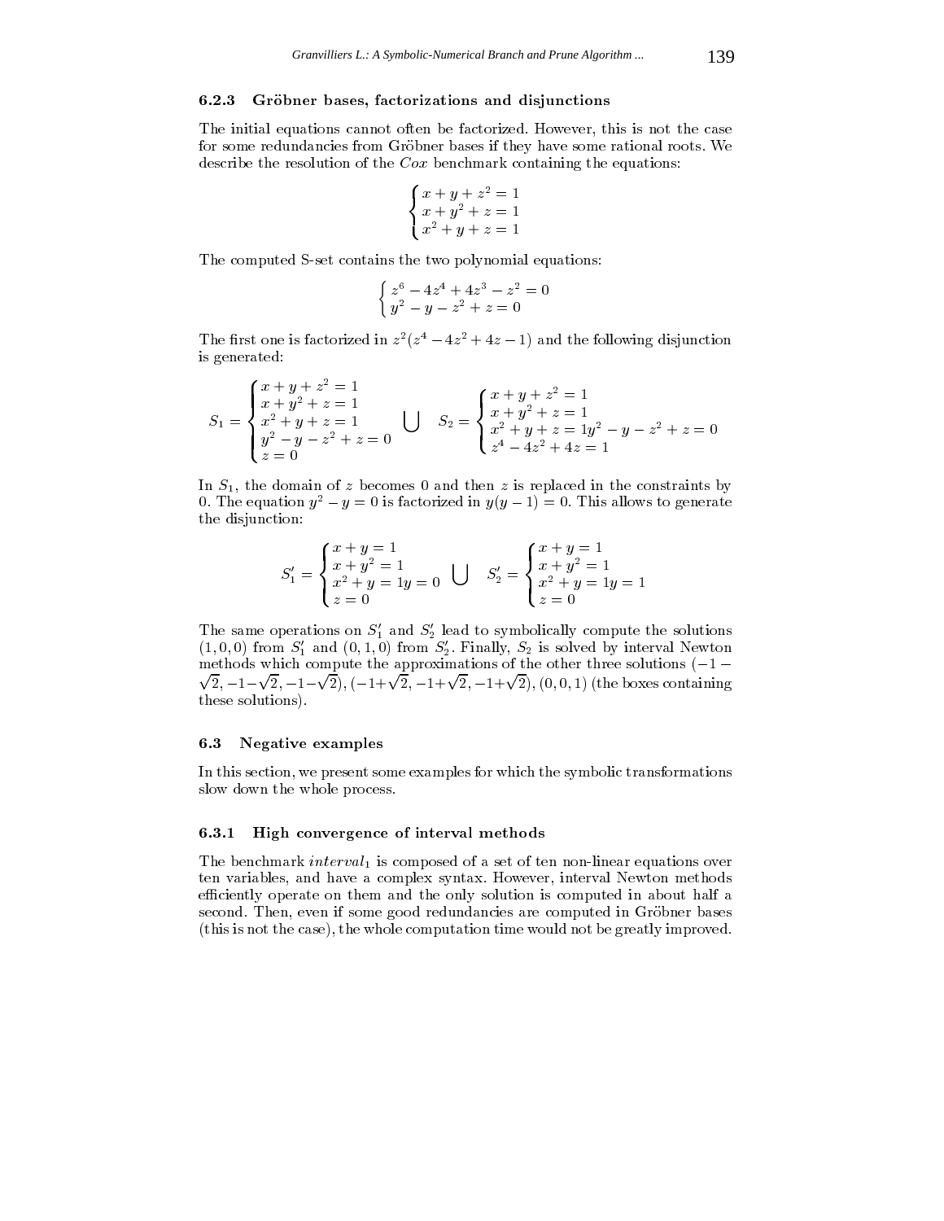#### 6.2.3 Gröbner bases, factorizations and disjunctions

The initial equations cannot often be factorized. However, this is not the case for some redundancies from Gröbner bases if they have some rational roots. We describe the resolution of the *Cox* benchmark containing the equations:

$$\begin{cases} x + y + z^2 = 1 \\ x + y^2 + z = 1 \\ x^2 + y + z = 1 \end{cases}$$

The computed S-set contains the two polynomial equations:

$$\begin{cases} z^6 - 4z^4 + 4z^3 - z^2 = 0 \\ y^2 - y - z^2 + z = 0 \end{cases}$$

The first one is factorized in $z^2(z^4 - 4z^2 + 4z - 1)$ and the following disjunction is generated:

$$S_1 = \begin{cases} x + y + z^2 = 1 \\ x + y^2 + z = 1 \\ x^2 + y + z = 1 \\ y^2 - y - z^2 + z = 0 \\ z = 0 \end{cases} \bigcup \quad S_2 = \begin{cases} x + y + z^2 = 1 \\ x + y^2 + z = 1 \\ x^2 + y + z = 1 y^2 - y - z^2 + z = 0 \\ z^4 - 4z^2 + 4z = 1 \end{cases}$$

In $S_1$, the domain of $z$ becomes 0 and then $z$ is replaced in the constraints by 0. The equation $y^2 - y = 0$ is factorized in $y(y-1) = 0$. This allows to generate the disjunction:

$$S_1' = \begin{cases} x + y = 1 \\ x + y^2 = 1 \\ x^2 + y = 1 y = 0 \\ z = 0 \end{cases} \bigcup \quad S_2' = \begin{cases} x + y = 1 \\ x + y^2 = 1 \\ x^2 + y = 1 y = 1 \\ z = 0 \end{cases}$$

The same operations on $S_1'$ and $S_2'$ lead to symbolically compute the solutions $(1, 0, 0)$ from $S_1'$ and $(0, 1, 0)$ from $S_2'$. Finally, $S_2$ is solved by interval Newton methods which compute the approximations of the other three solutions $(-1 - \sqrt{2}, -1 - \sqrt{2}, -1 - \sqrt{2})$, $(-1 + \sqrt{2}, -1 + \sqrt{2}, -1 + \sqrt{2})$, $(0, 0, 1)$ (the boxes containing these solutions).

### 6.3 Negative examples

In this section, we present some examples for which the symbolic transformations slow down the whole process.

#### 6.3.1 High convergence of interval methods

The benchmark $interval_1$ is composed of a set of ten non-linear equations over ten variables, and have a complex syntax. However, interval Newton methods efficiently operate on them and the only solution is computed in about half a second. Then, even if some good redundancies are computed in Gröbner bases (this is not the case), the whole computation time would not be greatly improved.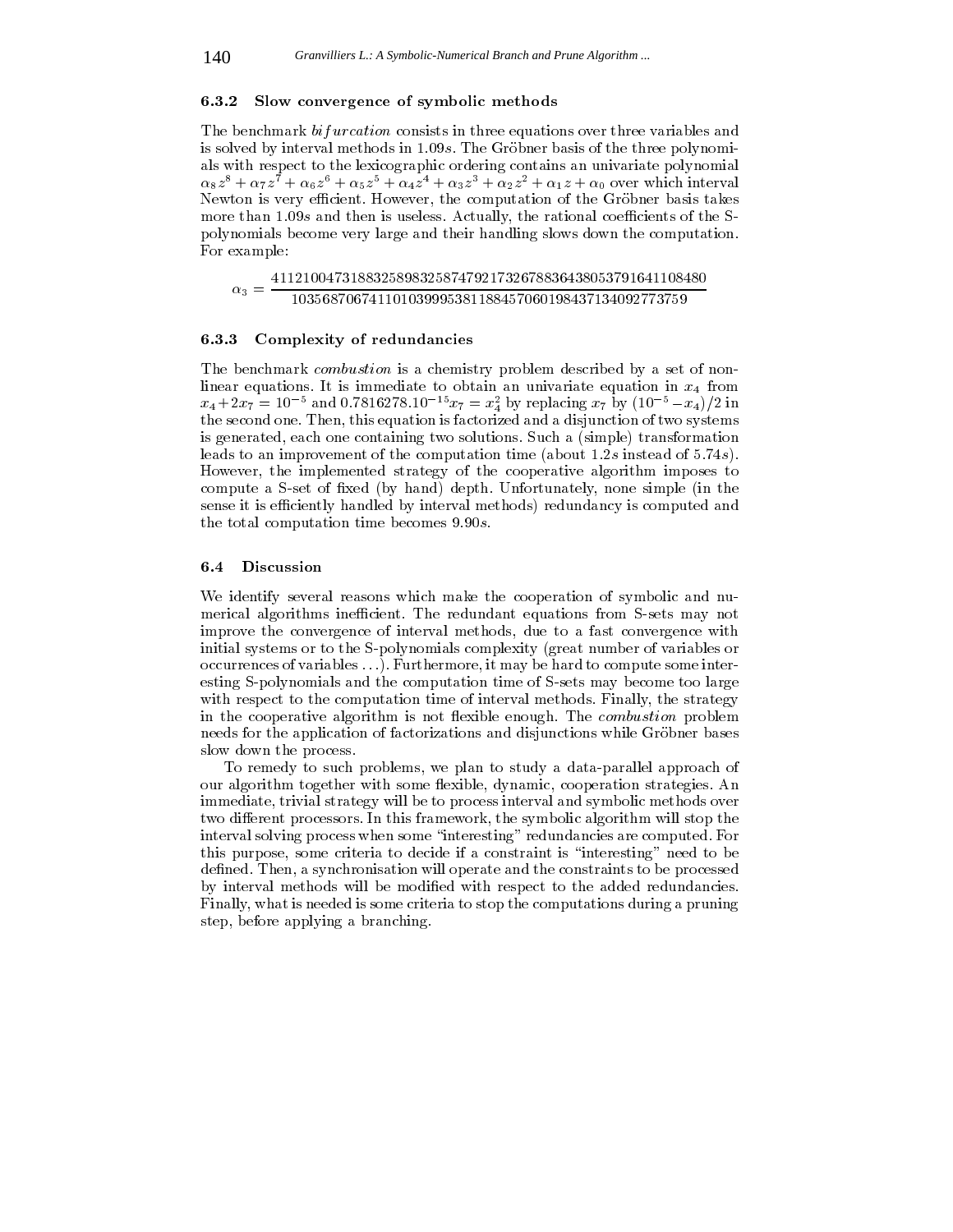### 6.3.2 Slow convergence of symbolic methods

The benchmark *bifurcation* consists in three equations over three variables and is solved by interval methods in 1.09*s*. The Gröbner basis of the three polynomials with respect to the lexicographic ordering contains an univariate polynomial $\alpha_8 z^8 + \alpha_7 z^7 + \alpha_6 z^6 + \alpha_5 z^5 + \alpha_4 z^4 + \alpha_3 z^3 + \alpha_2 z^2 + \alpha_1 z + \alpha_0$ over which interval Newton is very efficient. However, the computation of the Gröbner basis takes more than 1.09*s* and then is useless. Actually, the rational coefficients of the S-polynomials become very large and their handling slows down the computation. For example:

$$\alpha_3 = \frac{411210047318832589832587479217326788364380537916411108480}{103568706741101039995381188457060198437134092773759}$$

### 6.3.3 Complexity of redundancies

The benchmark *combustion* is a chemistry problem described by a set of non-linear equations. It is immediate to obtain an univariate equation in $x_4$ from $x_4 + 2x_7 = 10^{-5}$ and $0.7816278.10^{-15}x_7 = x_4^2$ by replacing $x_7$ by $(10^{-5} - x_4)/2$ in the second one. Then, this equation is factorized and a disjunction of two systems is generated, each one containing two solutions. Such a (simple) transformation leads to an improvement of the computation time (about 1.2*s* instead of 5.74*s*). However, the implemented strategy of the cooperative algorithm imposes to compute a S-set of fixed (by hand) depth. Unfortunately, none simple (in the sense it is efficiently handled by interval methods) redundancy is computed and the total computation time becomes 9.90*s*.

## 6.4 Discussion

We identify several reasons which make the cooperation of symbolic and numerical algorithms inefficient. The redundant equations from S-sets may not improve the convergence of interval methods, due to a fast convergence with initial systems or to the S-polynomials complexity (great number of variables or occurrences of variables ...). Furthermore, it may be hard to compute some interesting S-polynomials and the computation time of S-sets may become too large with respect to the computation time of interval methods. Finally, the strategy in the cooperative algorithm is not flexible enough. The *combustion* problem needs for the application of factorizations and disjunctions while Gröbner bases slow down the process.

To remedy to such problems, we plan to study a data-parallel approach of our algorithm together with some flexible, dynamic, cooperation strategies. An immediate, trivial strategy will be to process interval and symbolic methods over two different processors. In this framework, the symbolic algorithm will stop the interval solving process when some "interesting" redundancies are computed. For this purpose, some criteria to decide if a constraint is "interesting" need to be defined. Then, a synchronisation will operate and the constraints to be processed by interval methods will be modified with respect to the added redundancies. Finally, what is needed is some criteria to stop the computations during a pruning step, before applying a branching.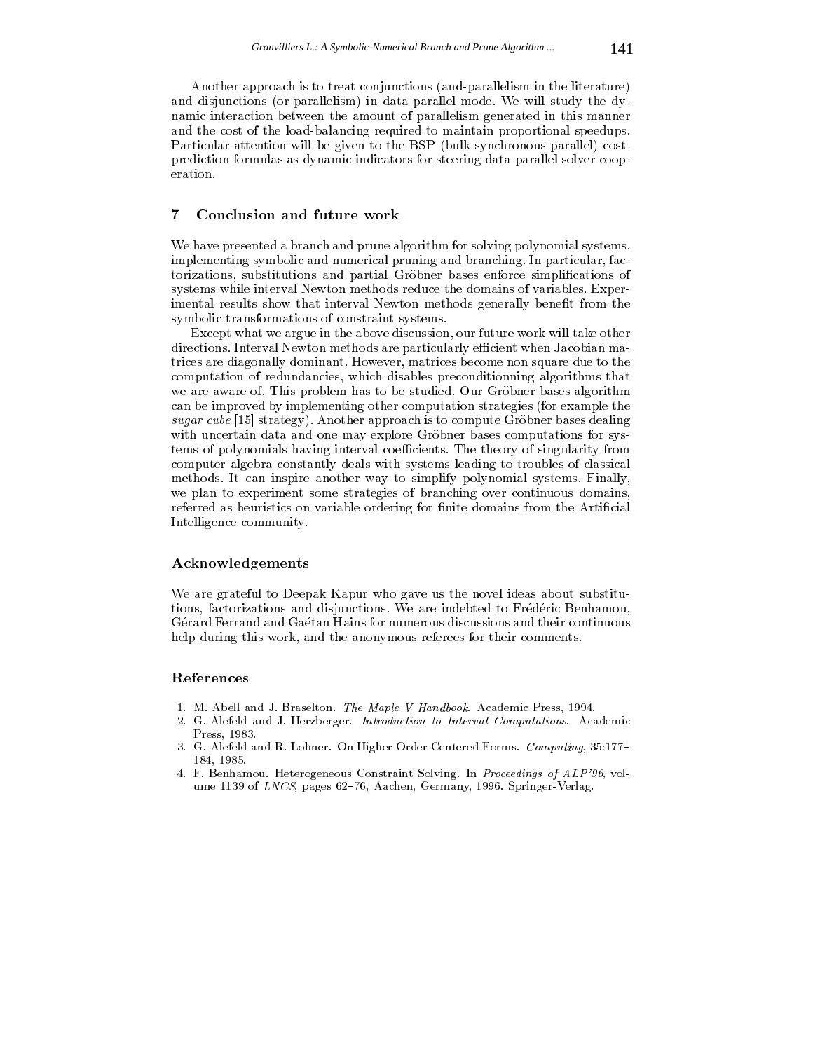Another approach is to treat conjunctions (and-parallelism in the literature) and disjunctions (or-parallelism) in data-parallel mode. We will study the dynamic interaction between the amount of parallelism generated in this manner and the cost of the load-balancing required to maintain proportional speedups. Particular attention will be given to the BSP (bulk-synchronous parallel) cost-prediction formulas as dynamic indicators for steering data-parallel solver cooperation.

## 7 Conclusion and future work

We have presented a branch and prune algorithm for solving polynomial systems, implementing symbolic and numerical pruning and branching. In particular, factorizations, substitutions and partial Gröbner bases enforce simplifications of systems while interval Newton methods reduce the domains of variables. Experimental results show that interval Newton methods generally benefit from the symbolic transformations of constraint systems.

Except what we argue in the above discussion, our future work will take other directions. Interval Newton methods are particularly efficient when Jacobian matrices are diagonally dominant. However, matrices become non square due to the computation of redundancies, which disables preconditionning algorithms that we are aware of. This problem has to be studied. Our Gröbner bases algorithm can be improved by implementing other computation strategies (for example the *sugar cube* [15] strategy). Another approach is to compute Gröbner bases dealing with uncertain data and one may explore Gröbner bases computations for systems of polynomials having interval coefficients. The theory of singularity from computer algebra constantly deals with systems leading to troubles of classical methods. It can inspire another way to simplify polynomial systems. Finally, we plan to experiment some strategies of branching over continuous domains, referred as heuristics on variable ordering for finite domains from the Artificial Intelligence community.

### Acknowledgements

We are grateful to Deepak Kapur who gave us the novel ideas about substitutions, factorizations and disjunctions. We are indebted to Frédéric Benhamou, Gérard Ferrand and Gaétan Hains for numerous discussions and their continuous help during this work, and the anonymous referees for their comments.

### References

1. M. Abell and J. Braselton. *The Maple V Handbook*. Academic Press, 1994.
2. G. Alefeld and J. Herzberger. *Introduction to Interval Computations*. Academic Press, 1983.
3. G. Alefeld and R. Lohner. On Higher Order Centered Forms. *Computing*, 35:177–184, 1985.
4. F. Benhamou. Heterogeneous Constraint Solving. In *Proceedings of ALP'96*, volume 1139 of *LNCS*, pages 62–76, Aachen, Germany, 1996. Springer-Verlag.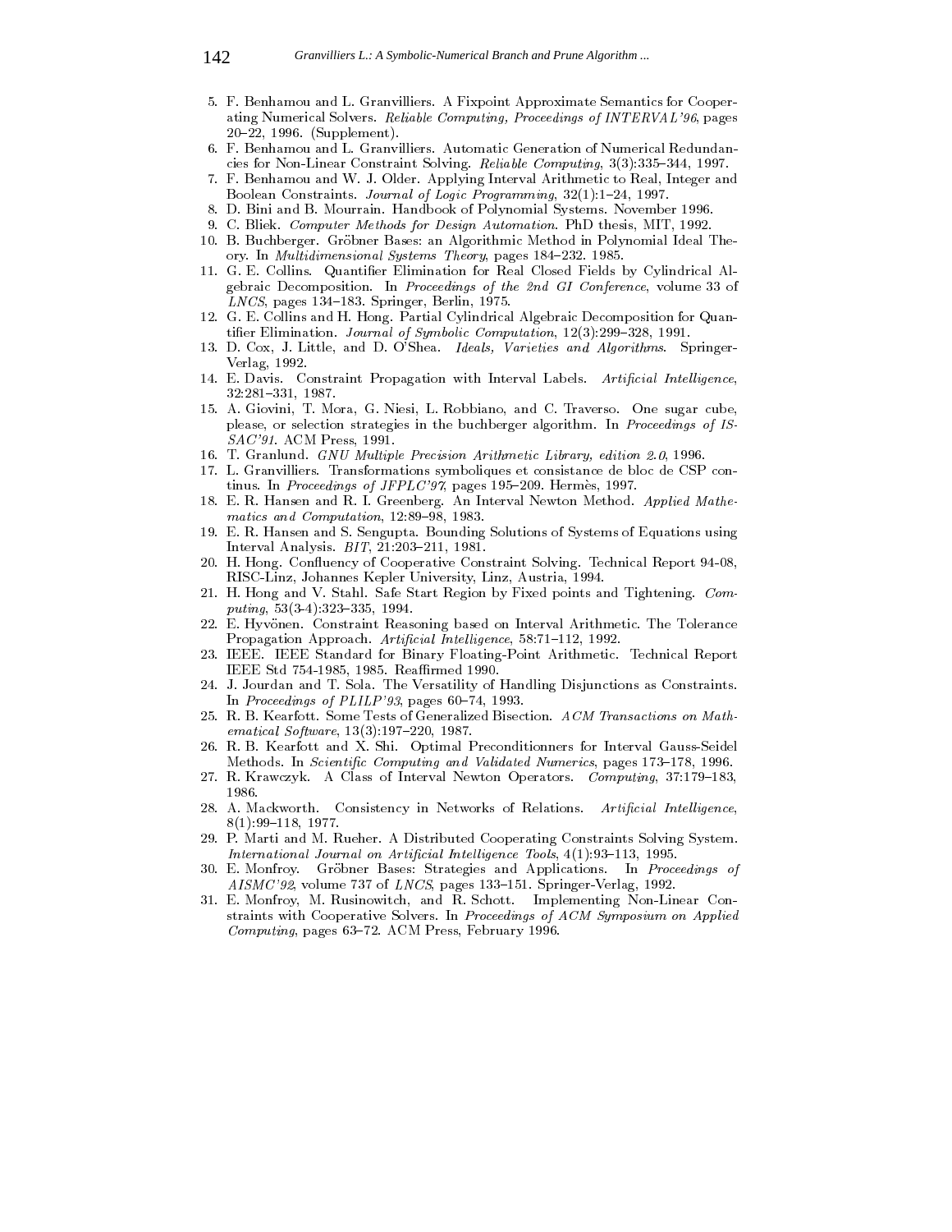5. F. Benhamou and L. Granvilliers. A Fixpoint Approximate Semantics for Cooperating Numerical Solvers. *Reliable Computing, Proceedings of INTERVAL'96*, pages 20–22, 1996. (Supplement).
6. F. Benhamou and L. Granvilliers. Automatic Generation of Numerical Redundancies for Non-Linear Constraint Solving. *Reliable Computing*, 3(3):335–344, 1997.
7. F. Benhamou and W. J. Older. Applying Interval Arithmetic to Real, Integer and Boolean Constraints. *Journal of Logic Programming*, 32(1):1–24, 1997.
8. D. Bini and B. Mourrain. Handbook of Polynomial Systems. November 1996.
9. C. Bliek. *Computer Methods for Design Automation*. PhD thesis, MIT, 1992.
10. B. Buchberger. Gröbner Bases: an Algorithmic Method in Polynomial Ideal Theory. In *Multidimensional Systems Theory*, pages 184–232. 1985.
11. G. E. Collins. Quantifier Elimination for Real Closed Fields by Cylindrical Algebraic Decomposition. In *Proceedings of the 2nd GI Conference*, volume 33 of *LNCS*, pages 134–183. Springer, Berlin, 1975.
12. G. E. Collins and H. Hong. Partial Cylindrical Algebraic Decomposition for Quantifier Elimination. *Journal of Symbolic Computation*, 12(3):299–328, 1991.
13. D. Cox, J. Little, and D. O'Shea. *Ideals, Varieties and Algorithms*. Springer-Verlag, 1992.
14. E. Davis. Constraint Propagation with Interval Labels. *Artificial Intelligence*, 32:281–331, 1987.
15. A. Giovini, T. Mora, G. Niesi, L. Robbiano, and C. Traverso. One sugar cube, please, or selection strategies in the buchberger algorithm. In *Proceedings of ISSAC'91*. ACM Press, 1991.
16. T. Granlund. *GNU Multiple Precision Arithmetic Library, edition 2.0*, 1996.
17. L. Granvilliers. Transformations symboliques et consistance de bloc de CSP continus. In *Proceedings of JFPLC'97*, pages 195–209. Hermès, 1997.
18. E. R. Hansen and R. I. Greenberg. An Interval Newton Method. *Applied Mathematics and Computation*, 12:89–98, 1983.
19. E. R. Hansen and S. Sengupta. Bounding Solutions of Systems of Equations using Interval Analysis. *BIT*, 21:203–211, 1981.
20. H. Hong. Confluency of Cooperative Constraint Solving. Technical Report 94-08, RISC-Linz, Johannes Kepler University, Linz, Austria, 1994.
21. H. Hong and V. Stahl. Safe Start Region by Fixed points and Tightening. *Computing*, 53(3-4):323–335, 1994.
22. E. Hyvönen. Constraint Reasoning based on Interval Arithmetic. The Tolerance Propagation Approach. *Artificial Intelligence*, 58:71–112, 1992.
23. IEEE. IEEE Standard for Binary Floating-Point Arithmetic. Technical Report IEEE Std 754-1985, 1985. Reaffirmed 1990.
24. J. Jourdan and T. Sola. The Versatility of Handling Disjunctions as Constraints. In *Proceedings of PLILP'93*, pages 60–74, 1993.
25. R. B. Kearfott. Some Tests of Generalized Bisection. *ACM Transactions on Mathematical Software*, 13(3):197–220, 1987.
26. R. B. Kearfott and X. Shi. Optimal Preconditionners for Interval Gauss-Seidel Methods. In *Scientific Computing and Validated Numerics*, pages 173–178, 1996.
27. R. Krawczyk. A Class of Interval Newton Operators. *Computing*, 37:179–183, 1986.
28. A. Mackworth. Consistency in Networks of Relations. *Artificial Intelligence*, 8(1):99–118, 1977.
29. P. Marti and M. Rueher. A Distributed Cooperating Constraints Solving System. *International Journal on Artificial Intelligence Tools*, 4(1):93–113, 1995.
30. E. Monfroy. Gröbner Bases: Strategies and Applications. In *Proceedings of AISMC'92*, volume 737 of *LNCS*, pages 133–151. Springer-Verlag, 1992.
31. E. Monfroy, M. Rusinowitch, and R. Schott. Implementing Non-Linear Constraints with Cooperative Solvers. In *Proceedings of ACM Symposium on Applied Computing*, pages 63–72. ACM Press, February 1996.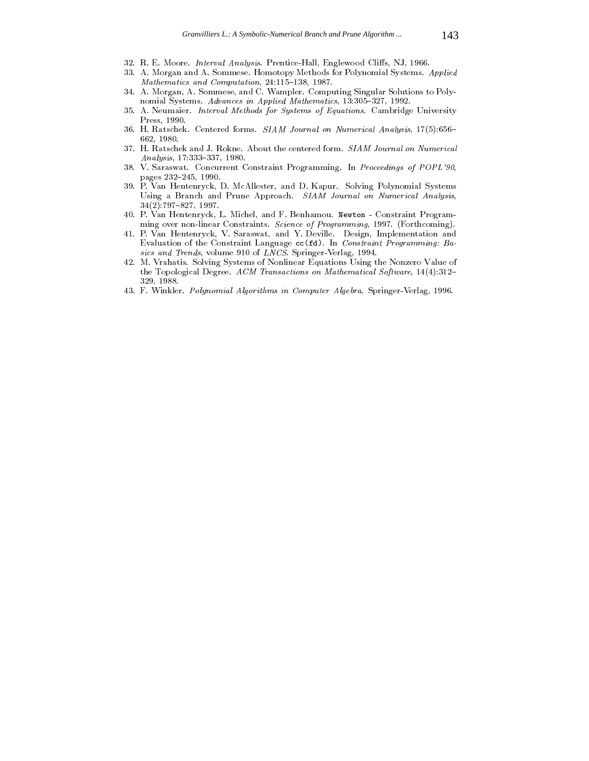32. R. E. Moore. *Interval Analysis*. Prentice-Hall, Englewood Cliffs, NJ, 1966.
33. A. Morgan and A. Sommese. Homotopy Methods for Polynomial Systems. *Applied Mathematics and Computation*, 24:115–138, 1987.
34. A. Morgan, A. Sommese, and C. Wampler. Computing Singular Solutions to Polynomial Systems. *Advances in Applied Mathematics*, 13:305–327, 1992.
35. A. Neumaier. *Interval Methods for Systems of Equations*. Cambridge University Press, 1990.
36. H. Ratschek. Centered forms. *SIAM Journal on Numerical Analysis*, 17(5):656–662, 1980.
37. H. Ratschek and J. Rokne. About the centered form. *SIAM Journal on Numerical Analysis*, 17:333–337, 1980.
38. V. Saraswat. Concurrent Constraint Programming. In *Proceedings of POPL'90*, pages 232–245, 1990.
39. P. Van Hentenryck, D. McAllester, and D. Kapur. Solving Polynomial Systems Using a Branch and Prune Approach. *SIAM Journal on Numerical Analysis*, 34(2):797–827, 1997.
40. P. Van Hentenryck, L. Michel, and F. Benhamou. `Newton` - Constraint Programming over non-linear Constraints. *Science of Programming*, 1997. (Forthcoming).
41. P. Van Hentenryck, V. Saraswat, and Y. Deville. Design, Implementation and Evaluation of the Constraint Language `cc(fd)`. In *Constraint Programming: Basics and Trends*, volume 910 of *LNCS*. Springer-Verlag, 1994.
42. M. Vrahatis. Solving Systems of Nonlinear Equations Using the Nonzero Value of the Topological Degree. *ACM Transactions on Mathematical Software*, 14(4):312–329, 1988.
43. F. Winkler. *Polynomial Algorithms in Computer Algebra*. Springer-Verlag, 1996.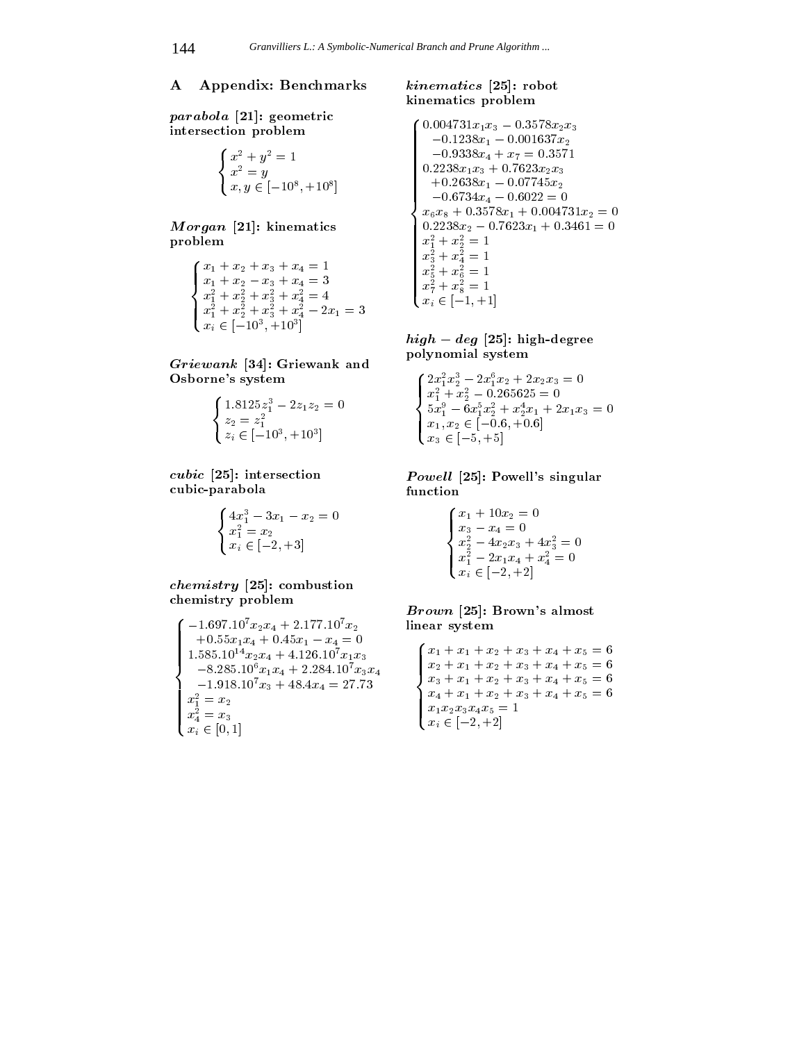## A Appendix: Benchmarks

***parabola* [21]: geometric intersection problem**

$$\begin{cases} x^2 + y^2 = 1 \\ x^2 = y \\ x, y \in [-10^8, +10^8] \end{cases}$$

***Morgan* [21]: kinematics problem**

$$\begin{cases} x_1 + x_2 + x_3 + x_4 = 1 \\ x_1 + x_2 - x_3 + x_4 = 3 \\ x_1^2 + x_2^2 + x_3^2 + x_4^2 = 4 \\ x_1^2 + x_2^2 + x_3^2 + x_4^2 - 2x_1 = 3 \\ x_i \in [-10^3, +10^3] \end{cases}$$

***Griewank* [34]: Griewank and Osborne's system**

$$\begin{cases} 1.8125 z_1^3 - 2 z_1 z_2 = 0 \\ z_2 = z_1^2 \\ z_i \in [-10^3, +10^3] \end{cases}$$

***cubic* [25]: intersection cubic-parabola**

$$\begin{cases} 4x_1^3 - 3x_1 - x_2 = 0 \\ x_1^2 = x_2 \\ x_i \in [-2, +3] \end{cases}$$

***chemistry* [25]: combustion chemistry problem**

$$\begin{cases} -1.697.10^7 x_2 x_4 + 2.177.10^7 x_2 \\ \quad +0.55 x_1 x_4 + 0.45 x_1 - x_4 = 0 \\ 1.585.10^{14} x_2 x_4 + 4.126.10^7 x_1 x_3 \\ \quad -8.285.10^6 x_1 x_4 + 2.284.10^7 x_3 x_4 \\ \quad -1.918.10^7 x_3 + 48.4 x_4 = 27.73 \\ x_1^2 = x_2 \\ x_4^2 = x_3 \\ x_i \in [0, 1] \end{cases}$$

***kinematics* [25]: robot kinematics problem**

$$\begin{cases} 0.004731 x_1 x_3 - 0.3578 x_2 x_3 \\ \quad -0.1238 x_1 - 0.001637 x_2 \\ \quad -0.9338 x_4 + x_7 = 0.3571 \\ 0.2238 x_1 x_3 + 0.7623 x_2 x_3 \\ \quad +0.2638 x_1 - 0.07745 x_2 \\ \quad -0.6734 x_4 - 0.6022 = 0 \\ x_6 x_8 + 0.3578 x_1 + 0.004731 x_2 = 0 \\ 0.2238 x_2 - 0.7623 x_1 + 0.3461 = 0 \\ x_1^2 + x_2^2 = 1 \\ x_3^2 + x_4^2 = 1 \\ x_5^2 + x_6^2 = 1 \\ x_7^2 + x_8^2 = 1 \\ x_i \in [-1, +1] \end{cases}$$

***high − deg* [25]: high-degree polynomial system**

$$\begin{cases} 2x_1^2 x_2^3 - 2x_1^6 x_2 + 2x_2 x_3 = 0 \\ x_1^2 + x_2^2 - 0.265625 = 0 \\ 5x_1^9 - 6x_1^5 x_2^2 + x_2^4 x_1 + 2x_1 x_3 = 0 \\ x_1, x_2 \in [-0.6, +0.6] \\ x_3 \in [-5, +5] \end{cases}$$

***Powell* [25]: Powell's singular function**

$$\begin{cases} x_1 + 10x_2 = 0 \\ x_3 - x_4 = 0 \\ x_2^2 - 4x_2 x_3 + 4x_3^2 = 0 \\ x_1^2 - 2x_1 x_4 + x_4^2 = 0 \\ x_i \in [-2, +2] \end{cases}$$

***Brown* [25]: Brown's almost linear system**

$$\begin{cases} x_1 + x_1 + x_2 + x_3 + x_4 + x_5 = 6 \\ x_2 + x_1 + x_2 + x_3 + x_4 + x_5 = 6 \\ x_3 + x_1 + x_2 + x_3 + x_4 + x_5 = 6 \\ x_4 + x_1 + x_2 + x_3 + x_4 + x_5 = 6 \\ x_1 x_2 x_3 x_4 x_5 = 1 \\ x_i \in [-2, +2] \end{cases}$$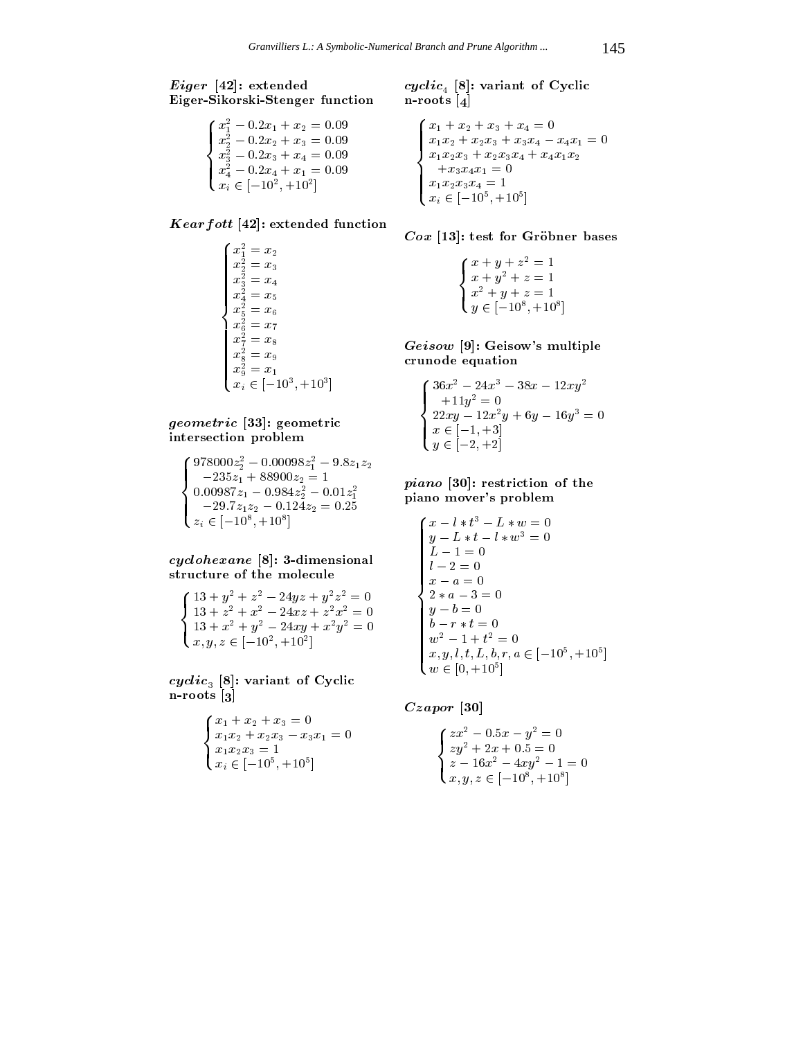***Eiger* [42]: extended Eiger-Sikorski-Stenger function**

$$\begin{cases} x_1^2 - 0.2x_1 + x_2 = 0.09 \\ x_2^2 - 0.2x_2 + x_3 = 0.09 \\ x_3^2 - 0.2x_3 + x_4 = 0.09 \\ x_4^2 - 0.2x_4 + x_1 = 0.09 \\ x_i \in [-10^2, +10^2] \end{cases}$$

***Kearfott* [42]: extended function**

$$\begin{cases} x_1^2 = x_2 \\ x_2^2 = x_3 \\ x_3^2 = x_4 \\ x_4^2 = x_5 \\ x_5^2 = x_6 \\ x_6^2 = x_7 \\ x_7^2 = x_8 \\ x_8^2 = x_9 \\ x_9^2 = x_1 \\ x_i \in [-10^3, +10^3] \end{cases}$$

***geometric* [33]: geometric intersection problem**

$$\begin{cases} 978000z_2^2 - 0.00098z_1^2 - 9.8z_1z_2 \\ \quad -235z_1 + 88900z_2 = 1 \\ 0.00987z_1 - 0.984z_2^2 - 0.01z_1^2 \\ \quad -29.7z_1z_2 - 0.124z_2 = 0.25 \\ z_i \in [-10^8, +10^8] \end{cases}$$

***cyclohexane* [8]: 3-dimensional structure of the molecule**

$$\begin{cases} 13 + y^2 + z^2 - 24yz + y^2z^2 = 0 \\ 13 + z^2 + x^2 - 24xz + z^2x^2 = 0 \\ 13 + x^2 + y^2 - 24xy + x^2y^2 = 0 \\ x, y, z \in [-10^2, +10^2] \end{cases}$$

***cyclic*$_3$ [8]: variant of Cyclic n-roots [3]**

$$\begin{cases} x_1 + x_2 + x_3 = 0 \\ x_1x_2 + x_2x_3 - x_3x_1 = 0 \\ x_1x_2x_3 = 1 \\ x_i \in [-10^5, +10^5] \end{cases}$$

***cyclic*$_4$ [8]: variant of Cyclic n-roots [4]**

$$\begin{cases} x_1 + x_2 + x_3 + x_4 = 0 \\ x_1x_2 + x_2x_3 + x_3x_4 - x_4x_1 = 0 \\ x_1x_2x_3 + x_2x_3x_4 + x_4x_1x_2 \\ \quad +x_3x_4x_1 = 0 \\ x_1x_2x_3x_4 = 1 \\ x_i \in [-10^5, +10^5] \end{cases}$$

***Cox* [13]: test for Gröbner bases**

$$\begin{cases} x + y + z^2 = 1 \\ x + y^2 + z = 1 \\ x^2 + y + z = 1 \\ y \in [-10^8, +10^8] \end{cases}$$

***Geisow* [9]: Geisow's multiple crunode equation**

$$\begin{cases} 36x^2 - 24x^3 - 38x - 12xy^2 \\ \quad +11y^2 = 0 \\ 22xy - 12x^2y + 6y - 16y^3 = 0 \\ x \in [-1, +3] \\ y \in [-2, +2] \end{cases}$$

***piano* [30]: restriction of the piano mover's problem**

$$\begin{cases} x - l * t^3 - L * w = 0 \\ y - L * t - l * w^3 = 0 \\ L - 1 = 0 \\ l - 2 = 0 \\ x - a = 0 \\ 2 * a - 3 = 0 \\ y - b = 0 \\ b - r * t = 0 \\ w^2 - 1 + t^2 = 0 \\ x, y, l, t, L, b, r, a \in [-10^5, +10^5] \\ w \in [0, +10^5] \end{cases}$$

***Czapor* [30]**

$$\begin{cases} zx^2 - 0.5x - y^2 = 0 \\ zy^2 + 2x + 0.5 = 0 \\ z - 16x^2 - 4xy^2 - 1 = 0 \\ x, y, z \in [-10^8, +10^8] \end{cases}$$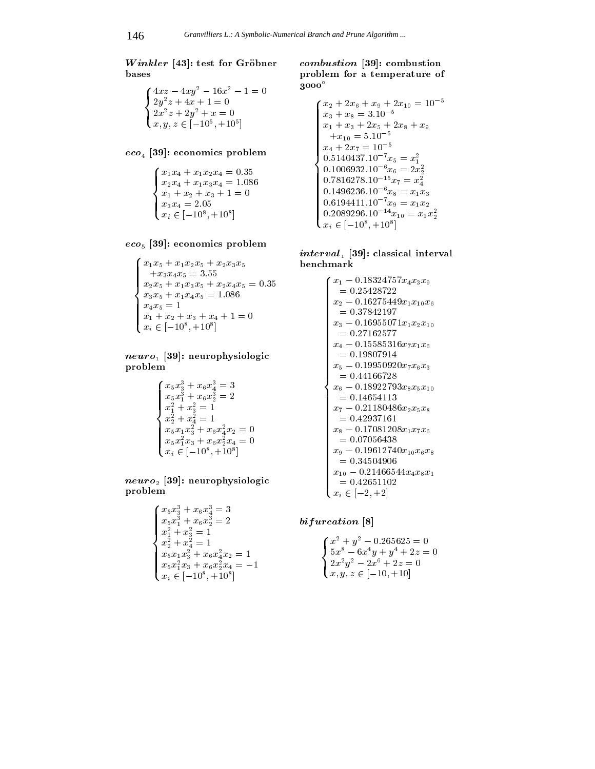***Winkler* [43]: test for Gröbner bases**

$$\begin{cases} 4xz - 4xy^2 - 16x^2 - 1 = 0 \\ 2y^2z + 4x + 1 = 0 \\ 2x^2z + 2y^2 + x = 0 \\ x, y, z \in [-10^5, +10^5] \end{cases}$$

***eco*$_4$ [39]: economics problem**

$$\begin{cases} x_1x_4 + x_1x_2x_4 = 0.35 \\ x_2x_4 + x_1x_3x_4 = 1.086 \\ x_1 + x_2 + x_3 + 1 = 0 \\ x_3x_4 = 2.05 \\ x_i \in [-10^8, +10^8] \end{cases}$$

***eco*$_5$ [39]: economics problem**

$$\begin{cases} x_1x_5 + x_1x_2x_5 + x_2x_3x_5 \\ \quad +x_3x_4x_5 = 3.55 \\ x_2x_5 + x_1x_3x_5 + x_2x_4x_5 = 0.35 \\ x_3x_5 + x_1x_4x_5 = 1.086 \\ x_4x_5 = 1 \\ x_1 + x_2 + x_3 + x_4 + 1 = 0 \\ x_i \in [-10^8, +10^8] \end{cases}$$

***neuro*$_1$ [39]: neurophysiologic problem**

$$\begin{cases} x_5x_3^3 + x_6x_4^3 = 3 \\ x_5x_1^3 + x_6x_2^3 = 2 \\ x_1^2 + x_3^2 = 1 \\ x_2^2 + x_4^2 = 1 \\ x_5x_1x_3^2 + x_6x_4^2x_2 = 0 \\ x_5x_1^2x_3 + x_6x_2^2x_4 = 0 \\ x_i \in [-10^8, +10^8] \end{cases}$$

***neuro*$_2$ [39]: neurophysiologic problem**

$$\begin{cases} x_5x_3^3 + x_6x_4^3 = 3 \\ x_5x_1^3 + x_6x_2^3 = 2 \\ x_1^2 + x_3^2 = 1 \\ x_2^2 + x_4^2 = 1 \\ x_5x_1x_3^2 + x_6x_4^2x_2 = 1 \\ x_5x_1^2x_3 + x_6x_2^2x_4 = -1 \\ x_i \in [-10^8, +10^8] \end{cases}$$

***combustion* [39]: combustion problem for a temperature of 3000°**

$$\begin{cases} x_2 + 2x_6 + x_9 + 2x_{10} = 10^{-5} \\ x_3 + x_8 = 3.10^{-5} \\ x_1 + x_3 + 2x_5 + 2x_8 + x_9 \\ \quad +x_{10} = 5.10^{-5} \\ x_4 + 2x_7 = 10^{-5} \\ 0.5140437.10^{-7}x_5 = x_1^2 \\ 0.1006932.10^{-6}x_6 = 2x_2^2 \\ 0.7816278.10^{-15}x_7 = x_4^2 \\ 0.1496236.10^{-6}x_8 = x_1x_3 \\ 0.6194411.10^{-7}x_9 = x_1x_2 \\ 0.2089296.10^{-14}x_{10} = x_1x_2^2 \\ x_i \in [-10^8, +10^8] \end{cases}$$

***interval*$_1$ [39]: classical interval benchmark**

$$\begin{cases} x_1 - 0.18324757x_4x_3x_9 \\ \quad = 0.25428722 \\ x_2 - 0.16275449x_1x_{10}x_6 \\ \quad = 0.37842197 \\ x_3 - 0.16955071x_1x_2x_{10} \\ \quad = 0.27162577 \\ x_4 - 0.15585316x_7x_1x_6 \\ \quad = 0.19807914 \\ x_5 - 0.19950920x_7x_6x_3 \\ \quad = 0.44166728 \\ x_6 - 0.18922793x_8x_5x_{10} \\ \quad = 0.14654113 \\ x_7 - 0.21180486x_2x_5x_8 \\ \quad = 0.42937161 \\ x_8 - 0.17081208x_1x_7x_6 \\ \quad = 0.07056438 \\ x_9 - 0.19612740x_{10}x_6x_8 \\ \quad = 0.34504906 \\ x_{10} - 0.21466544x_4x_8x_1 \\ \quad = 0.42651102 \\ x_i \in [-2, +2] \end{cases}$$

***bifurcation* [8]**

$$\begin{cases} x^2 + y^2 - 0.265625 = 0 \\ 5x^8 - 6x^4y + y^4 + 2z = 0 \\ 2x^2y^2 - 2x^6 + 2z = 0 \\ x, y, z \in [-10, +10] \end{cases}$$